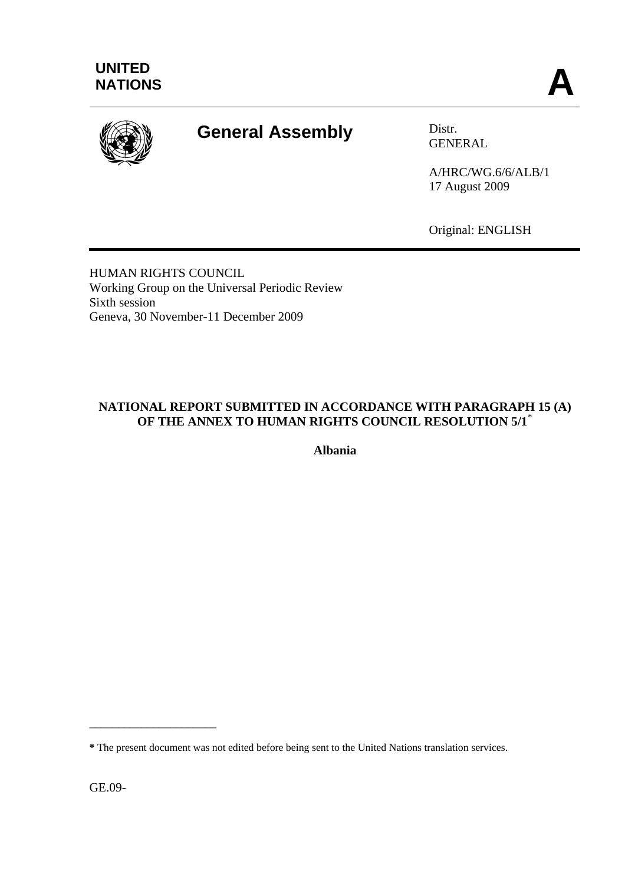UNITED NATIONS

**A**

# General Assembly

Distr.
GENERAL

A/HRC/WG.6/6/ALB/1
17 August 2009

Original: ENGLISH

HUMAN RIGHTS COUNCIL
Working Group on the Universal Periodic Review
Sixth session
Geneva, 30 November-11 December 2009

**NATIONAL REPORT SUBMITTED IN ACCORDANCE WITH PARAGRAPH 15 (A) OF THE ANNEX TO HUMAN RIGHTS COUNCIL RESOLUTION 5/1*** 

**Albania**

______________________

**\*** The present document was not edited before being sent to the United Nations translation services.

GE.09-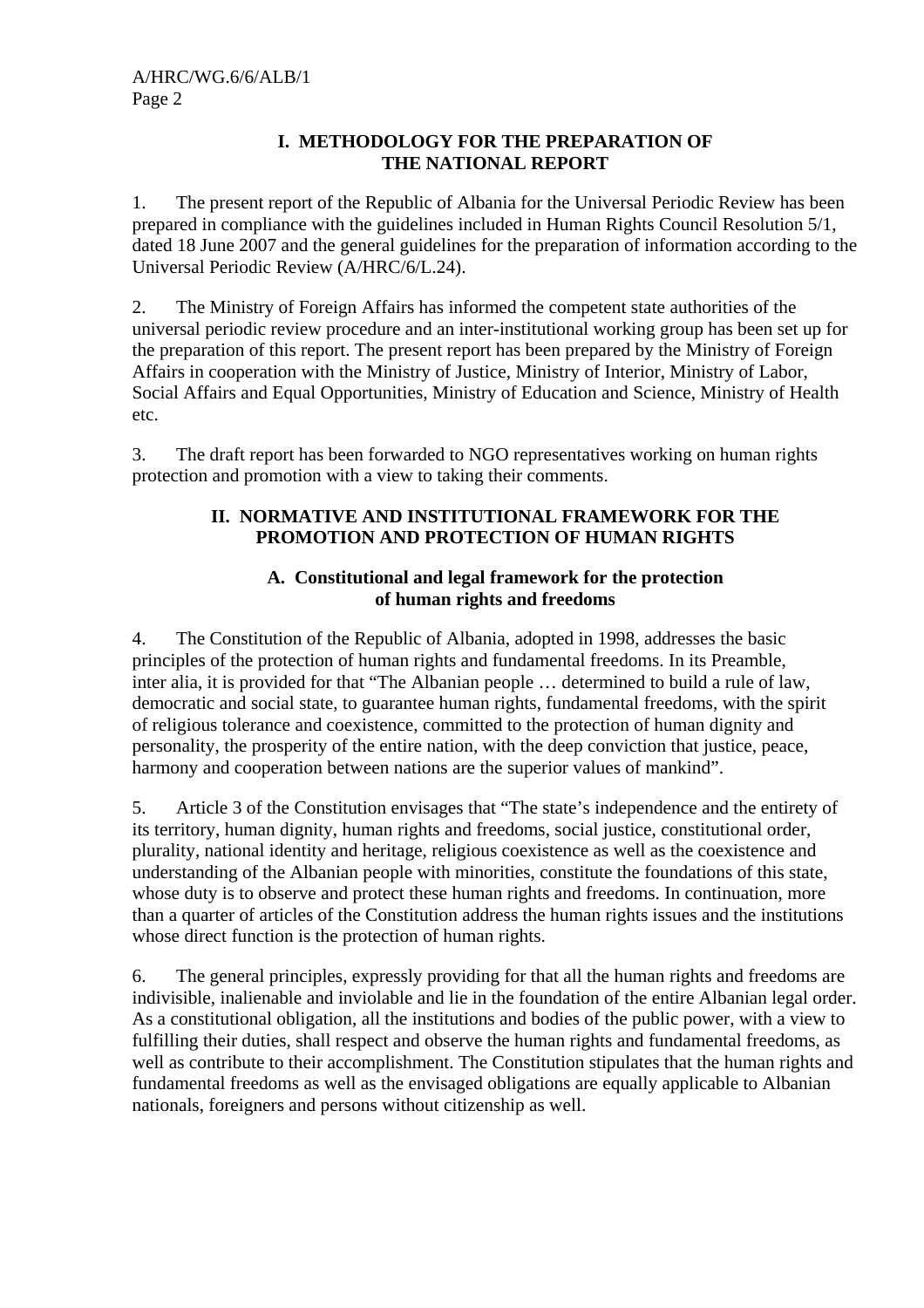## I. METHODOLOGY FOR THE PREPARATION OF THE NATIONAL REPORT

1. The present report of the Republic of Albania for the Universal Periodic Review has been prepared in compliance with the guidelines included in Human Rights Council Resolution 5/1, dated 18 June 2007 and the general guidelines for the preparation of information according to the Universal Periodic Review (A/HRC/6/L.24).

2. The Ministry of Foreign Affairs has informed the competent state authorities of the universal periodic review procedure and an inter-institutional working group has been set up for the preparation of this report. The present report has been prepared by the Ministry of Foreign Affairs in cooperation with the Ministry of Justice, Ministry of Interior, Ministry of Labor, Social Affairs and Equal Opportunities, Ministry of Education and Science, Ministry of Health etc.

3. The draft report has been forwarded to NGO representatives working on human rights protection and promotion with a view to taking their comments.

## II. NORMATIVE AND INSTITUTIONAL FRAMEWORK FOR THE PROMOTION AND PROTECTION OF HUMAN RIGHTS

### A. Constitutional and legal framework for the protection of human rights and freedoms

4. The Constitution of the Republic of Albania, adopted in 1998, addresses the basic principles of the protection of human rights and fundamental freedoms. In its Preamble, inter alia, it is provided for that "The Albanian people … determined to build a rule of law, democratic and social state, to guarantee human rights, fundamental freedoms, with the spirit of religious tolerance and coexistence, committed to the protection of human dignity and personality, the prosperity of the entire nation, with the deep conviction that justice, peace, harmony and cooperation between nations are the superior values of mankind".

5. Article 3 of the Constitution envisages that "The state's independence and the entirety of its territory, human dignity, human rights and freedoms, social justice, constitutional order, plurality, national identity and heritage, religious coexistence as well as the coexistence and understanding of the Albanian people with minorities, constitute the foundations of this state, whose duty is to observe and protect these human rights and freedoms. In continuation, more than a quarter of articles of the Constitution address the human rights issues and the institutions whose direct function is the protection of human rights.

6. The general principles, expressly providing for that all the human rights and freedoms are indivisible, inalienable and inviolable and lie in the foundation of the entire Albanian legal order. As a constitutional obligation, all the institutions and bodies of the public power, with a view to fulfilling their duties, shall respect and observe the human rights and fundamental freedoms, as well as contribute to their accomplishment. The Constitution stipulates that the human rights and fundamental freedoms as well as the envisaged obligations are equally applicable to Albanian nationals, foreigners and persons without citizenship as well.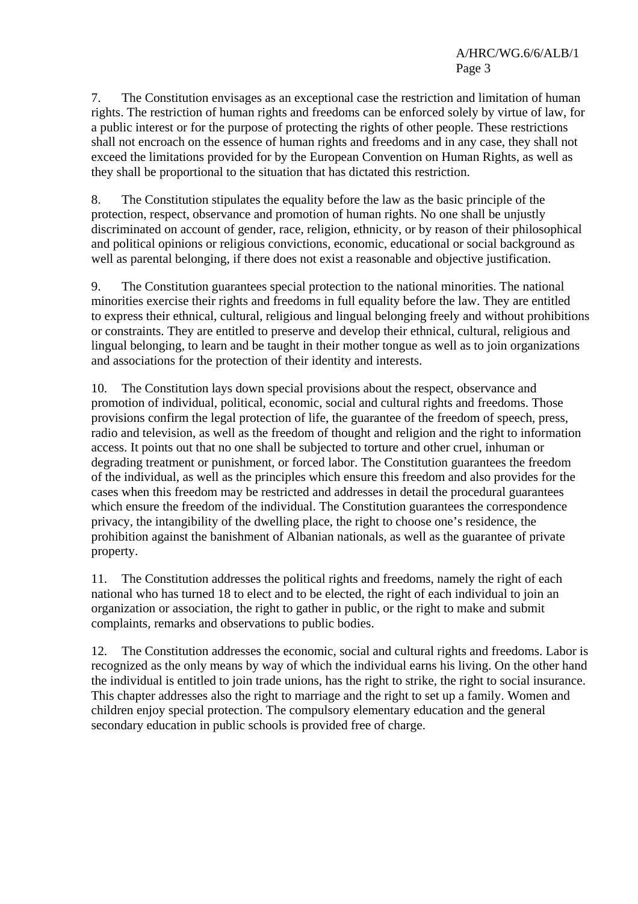7. The Constitution envisages as an exceptional case the restriction and limitation of human rights. The restriction of human rights and freedoms can be enforced solely by virtue of law, for a public interest or for the purpose of protecting the rights of other people. These restrictions shall not encroach on the essence of human rights and freedoms and in any case, they shall not exceed the limitations provided for by the European Convention on Human Rights, as well as they shall be proportional to the situation that has dictated this restriction.

8. The Constitution stipulates the equality before the law as the basic principle of the protection, respect, observance and promotion of human rights. No one shall be unjustly discriminated on account of gender, race, religion, ethnicity, or by reason of their philosophical and political opinions or religious convictions, economic, educational or social background as well as parental belonging, if there does not exist a reasonable and objective justification.

9. The Constitution guarantees special protection to the national minorities. The national minorities exercise their rights and freedoms in full equality before the law. They are entitled to express their ethnical, cultural, religious and lingual belonging freely and without prohibitions or constraints. They are entitled to preserve and develop their ethnical, cultural, religious and lingual belonging, to learn and be taught in their mother tongue as well as to join organizations and associations for the protection of their identity and interests.

10. The Constitution lays down special provisions about the respect, observance and promotion of individual, political, economic, social and cultural rights and freedoms. Those provisions confirm the legal protection of life, the guarantee of the freedom of speech, press, radio and television, as well as the freedom of thought and religion and the right to information access. It points out that no one shall be subjected to torture and other cruel, inhuman or degrading treatment or punishment, or forced labor. The Constitution guarantees the freedom of the individual, as well as the principles which ensure this freedom and also provides for the cases when this freedom may be restricted and addresses in detail the procedural guarantees which ensure the freedom of the individual. The Constitution guarantees the correspondence privacy, the intangibility of the dwelling place, the right to choose one's residence, the prohibition against the banishment of Albanian nationals, as well as the guarantee of private property.

11. The Constitution addresses the political rights and freedoms, namely the right of each national who has turned 18 to elect and to be elected, the right of each individual to join an organization or association, the right to gather in public, or the right to make and submit complaints, remarks and observations to public bodies.

12. The Constitution addresses the economic, social and cultural rights and freedoms. Labor is recognized as the only means by way of which the individual earns his living. On the other hand the individual is entitled to join trade unions, has the right to strike, the right to social insurance. This chapter addresses also the right to marriage and the right to set up a family. Women and children enjoy special protection. The compulsory elementary education and the general secondary education in public schools is provided free of charge.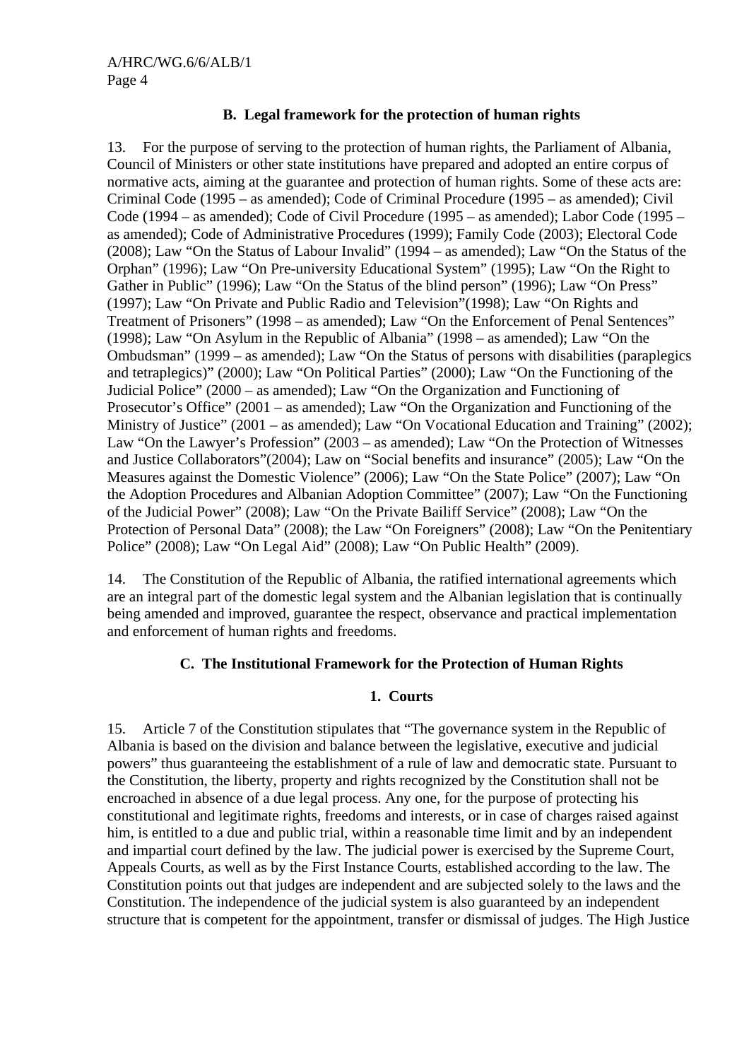### B. Legal framework for the protection of human rights

13. For the purpose of serving to the protection of human rights, the Parliament of Albania, Council of Ministers or other state institutions have prepared and adopted an entire corpus of normative acts, aiming at the guarantee and protection of human rights. Some of these acts are: Criminal Code (1995 – as amended); Code of Criminal Procedure (1995 – as amended); Civil Code (1994 – as amended); Code of Civil Procedure (1995 – as amended); Labor Code (1995 – as amended); Code of Administrative Procedures (1999); Family Code (2003); Electoral Code (2008); Law "On the Status of Labour Invalid" (1994 – as amended); Law "On the Status of the Orphan" (1996); Law "On Pre-university Educational System" (1995); Law "On the Right to Gather in Public" (1996); Law "On the Status of the blind person" (1996); Law "On Press" (1997); Law "On Private and Public Radio and Television"(1998); Law "On Rights and Treatment of Prisoners" (1998 – as amended); Law "On the Enforcement of Penal Sentences" (1998); Law "On Asylum in the Republic of Albania" (1998 – as amended); Law "On the Ombudsman" (1999 – as amended); Law "On the Status of persons with disabilities (paraplegics and tetraplegics)" (2000); Law "On Political Parties" (2000); Law "On the Functioning of the Judicial Police" (2000 – as amended); Law "On the Organization and Functioning of Prosecutor's Office" (2001 – as amended); Law "On the Organization and Functioning of the Ministry of Justice" (2001 – as amended); Law "On Vocational Education and Training" (2002); Law "On the Lawyer's Profession" (2003 – as amended); Law "On the Protection of Witnesses and Justice Collaborators"(2004); Law on "Social benefits and insurance" (2005); Law "On the Measures against the Domestic Violence" (2006); Law "On the State Police" (2007); Law "On the Adoption Procedures and Albanian Adoption Committee" (2007); Law "On the Functioning of the Judicial Power" (2008); Law "On the Private Bailiff Service" (2008); Law "On the Protection of Personal Data" (2008); the Law "On Foreigners" (2008); Law "On the Penitentiary Police" (2008); Law "On Legal Aid" (2008); Law "On Public Health" (2009).

14. The Constitution of the Republic of Albania, the ratified international agreements which are an integral part of the domestic legal system and the Albanian legislation that is continually being amended and improved, guarantee the respect, observance and practical implementation and enforcement of human rights and freedoms.

### C. The Institutional Framework for the Protection of Human Rights

#### 1. Courts

15. Article 7 of the Constitution stipulates that "The governance system in the Republic of Albania is based on the division and balance between the legislative, executive and judicial powers" thus guaranteeing the establishment of a rule of law and democratic state. Pursuant to the Constitution, the liberty, property and rights recognized by the Constitution shall not be encroached in absence of a due legal process. Any one, for the purpose of protecting his constitutional and legitimate rights, freedoms and interests, or in case of charges raised against him, is entitled to a due and public trial, within a reasonable time limit and by an independent and impartial court defined by the law. The judicial power is exercised by the Supreme Court, Appeals Courts, as well as by the First Instance Courts, established according to the law. The Constitution points out that judges are independent and are subjected solely to the laws and the Constitution. The independence of the judicial system is also guaranteed by an independent structure that is competent for the appointment, transfer or dismissal of judges. The High Justice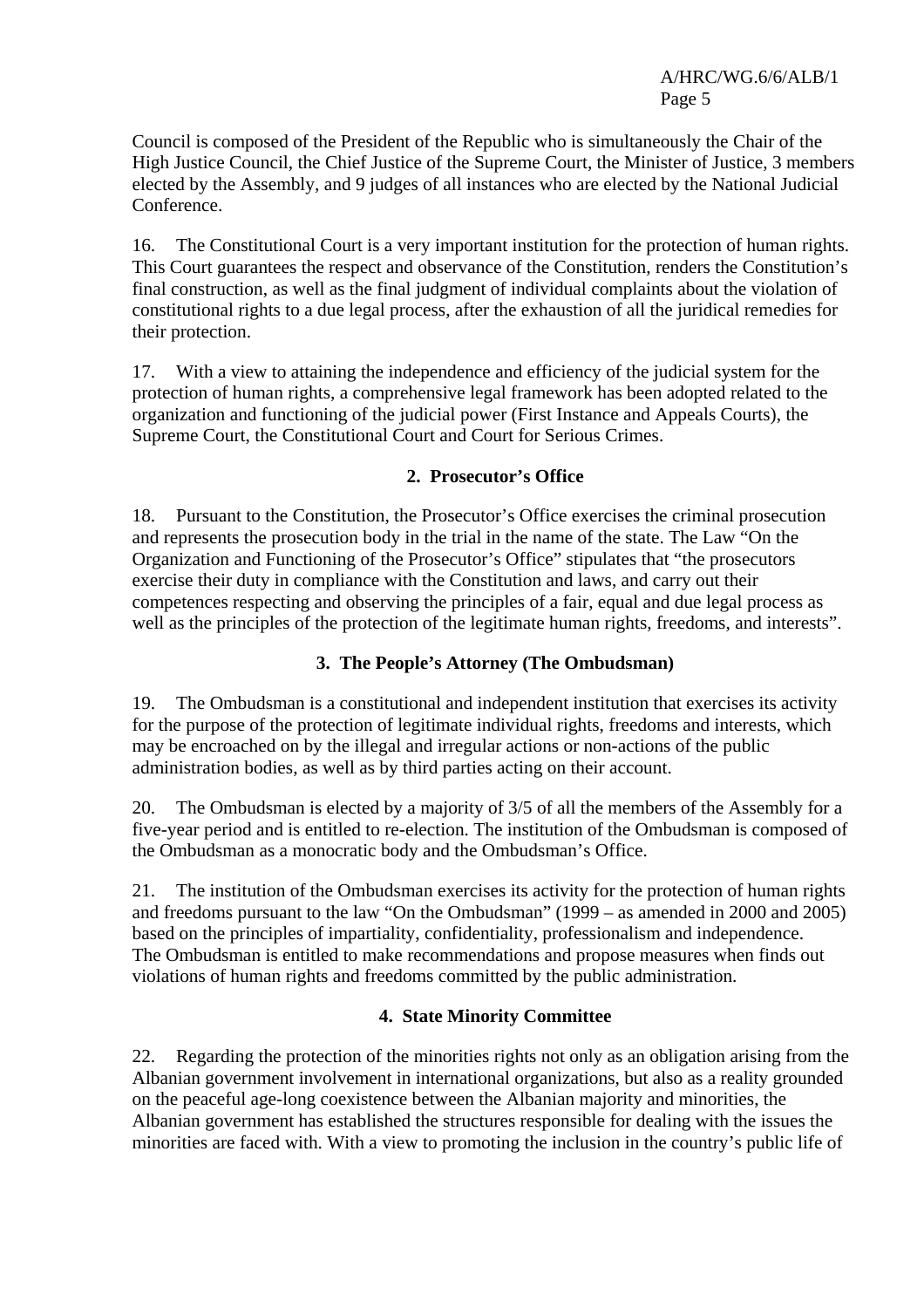Council is composed of the President of the Republic who is simultaneously the Chair of the High Justice Council, the Chief Justice of the Supreme Court, the Minister of Justice, 3 members elected by the Assembly, and 9 judges of all instances who are elected by the National Judicial Conference.

16. The Constitutional Court is a very important institution for the protection of human rights. This Court guarantees the respect and observance of the Constitution, renders the Constitution's final construction, as well as the final judgment of individual complaints about the violation of constitutional rights to a due legal process, after the exhaustion of all the juridical remedies for their protection.

17. With a view to attaining the independence and efficiency of the judicial system for the protection of human rights, a comprehensive legal framework has been adopted related to the organization and functioning of the judicial power (First Instance and Appeals Courts), the Supreme Court, the Constitutional Court and Court for Serious Crimes.

### 2. Prosecutor's Office

18. Pursuant to the Constitution, the Prosecutor's Office exercises the criminal prosecution and represents the prosecution body in the trial in the name of the state. The Law "On the Organization and Functioning of the Prosecutor's Office" stipulates that "the prosecutors exercise their duty in compliance with the Constitution and laws, and carry out their competences respecting and observing the principles of a fair, equal and due legal process as well as the principles of the protection of the legitimate human rights, freedoms, and interests".

### 3. The People's Attorney (The Ombudsman)

19. The Ombudsman is a constitutional and independent institution that exercises its activity for the purpose of the protection of legitimate individual rights, freedoms and interests, which may be encroached on by the illegal and irregular actions or non-actions of the public administration bodies, as well as by third parties acting on their account.

20. The Ombudsman is elected by a majority of 3/5 of all the members of the Assembly for a five-year period and is entitled to re-election. The institution of the Ombudsman is composed of the Ombudsman as a monocratic body and the Ombudsman's Office.

21. The institution of the Ombudsman exercises its activity for the protection of human rights and freedoms pursuant to the law "On the Ombudsman" (1999 – as amended in 2000 and 2005) based on the principles of impartiality, confidentiality, professionalism and independence. The Ombudsman is entitled to make recommendations and propose measures when finds out violations of human rights and freedoms committed by the public administration.

### 4. State Minority Committee

22. Regarding the protection of the minorities rights not only as an obligation arising from the Albanian government involvement in international organizations, but also as a reality grounded on the peaceful age-long coexistence between the Albanian majority and minorities, the Albanian government has established the structures responsible for dealing with the issues the minorities are faced with. With a view to promoting the inclusion in the country's public life of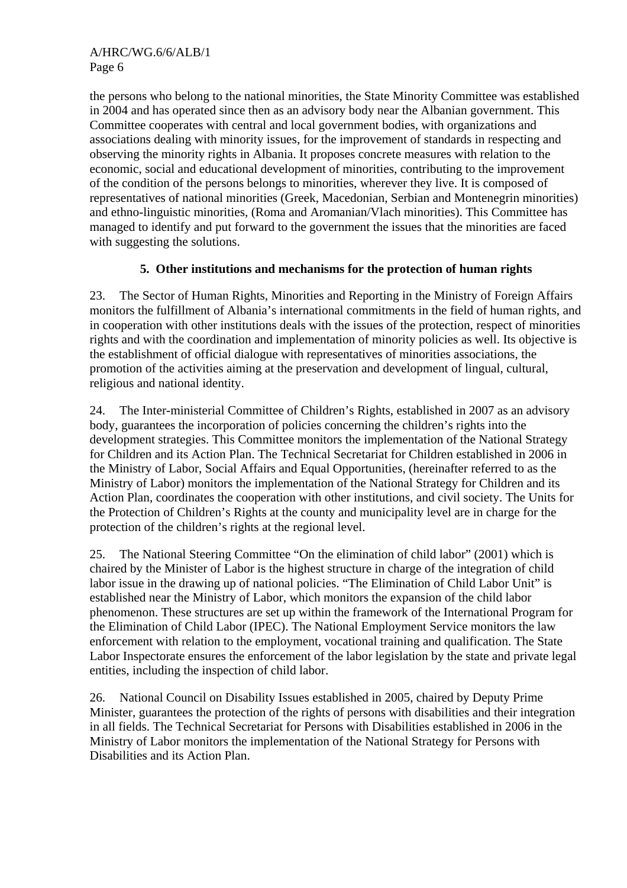the persons who belong to the national minorities, the State Minority Committee was established in 2004 and has operated since then as an advisory body near the Albanian government. This Committee cooperates with central and local government bodies, with organizations and associations dealing with minority issues, for the improvement of standards in respecting and observing the minority rights in Albania. It proposes concrete measures with relation to the economic, social and educational development of minorities, contributing to the improvement of the condition of the persons belongs to minorities, wherever they live. It is composed of representatives of national minorities (Greek, Macedonian, Serbian and Montenegrin minorities) and ethno-linguistic minorities, (Roma and Aromanian/Vlach minorities). This Committee has managed to identify and put forward to the government the issues that the minorities are faced with suggesting the solutions.

### 5. Other institutions and mechanisms for the protection of human rights

23. The Sector of Human Rights, Minorities and Reporting in the Ministry of Foreign Affairs monitors the fulfillment of Albania's international commitments in the field of human rights, and in cooperation with other institutions deals with the issues of the protection, respect of minorities rights and with the coordination and implementation of minority policies as well. Its objective is the establishment of official dialogue with representatives of minorities associations, the promotion of the activities aiming at the preservation and development of lingual, cultural, religious and national identity.

24. The Inter-ministerial Committee of Children's Rights, established in 2007 as an advisory body, guarantees the incorporation of policies concerning the children's rights into the development strategies. This Committee monitors the implementation of the National Strategy for Children and its Action Plan. The Technical Secretariat for Children established in 2006 in the Ministry of Labor, Social Affairs and Equal Opportunities, (hereinafter referred to as the Ministry of Labor) monitors the implementation of the National Strategy for Children and its Action Plan, coordinates the cooperation with other institutions, and civil society. The Units for the Protection of Children's Rights at the county and municipality level are in charge for the protection of the children's rights at the regional level.

25. The National Steering Committee "On the elimination of child labor" (2001) which is chaired by the Minister of Labor is the highest structure in charge of the integration of child labor issue in the drawing up of national policies. "The Elimination of Child Labor Unit" is established near the Ministry of Labor, which monitors the expansion of the child labor phenomenon. These structures are set up within the framework of the International Program for the Elimination of Child Labor (IPEC). The National Employment Service monitors the law enforcement with relation to the employment, vocational training and qualification. The State Labor Inspectorate ensures the enforcement of the labor legislation by the state and private legal entities, including the inspection of child labor.

26. National Council on Disability Issues established in 2005, chaired by Deputy Prime Minister, guarantees the protection of the rights of persons with disabilities and their integration in all fields. The Technical Secretariat for Persons with Disabilities established in 2006 in the Ministry of Labor monitors the implementation of the National Strategy for Persons with Disabilities and its Action Plan.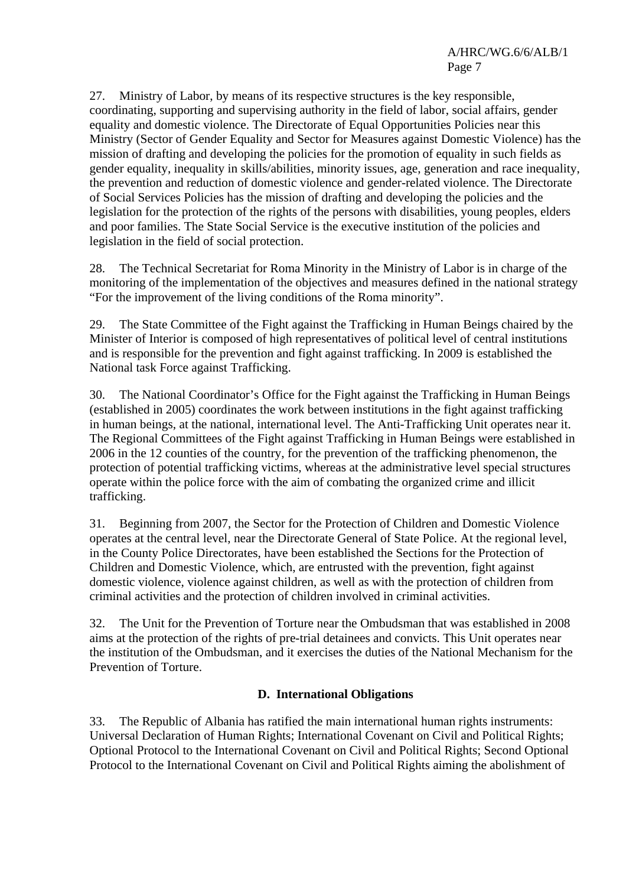27. Ministry of Labor, by means of its respective structures is the key responsible, coordinating, supporting and supervising authority in the field of labor, social affairs, gender equality and domestic violence. The Directorate of Equal Opportunities Policies near this Ministry (Sector of Gender Equality and Sector for Measures against Domestic Violence) has the mission of drafting and developing the policies for the promotion of equality in such fields as gender equality, inequality in skills/abilities, minority issues, age, generation and race inequality, the prevention and reduction of domestic violence and gender-related violence. The Directorate of Social Services Policies has the mission of drafting and developing the policies and the legislation for the protection of the rights of the persons with disabilities, young peoples, elders and poor families. The State Social Service is the executive institution of the policies and legislation in the field of social protection.

28. The Technical Secretariat for Roma Minority in the Ministry of Labor is in charge of the monitoring of the implementation of the objectives and measures defined in the national strategy "For the improvement of the living conditions of the Roma minority".

29. The State Committee of the Fight against the Trafficking in Human Beings chaired by the Minister of Interior is composed of high representatives of political level of central institutions and is responsible for the prevention and fight against trafficking. In 2009 is established the National task Force against Trafficking.

30. The National Coordinator's Office for the Fight against the Trafficking in Human Beings (established in 2005) coordinates the work between institutions in the fight against trafficking in human beings, at the national, international level. The Anti-Trafficking Unit operates near it. The Regional Committees of the Fight against Trafficking in Human Beings were established in 2006 in the 12 counties of the country, for the prevention of the trafficking phenomenon, the protection of potential trafficking victims, whereas at the administrative level special structures operate within the police force with the aim of combating the organized crime and illicit trafficking.

31. Beginning from 2007, the Sector for the Protection of Children and Domestic Violence operates at the central level, near the Directorate General of State Police. At the regional level, in the County Police Directorates, have been established the Sections for the Protection of Children and Domestic Violence, which, are entrusted with the prevention, fight against domestic violence, violence against children, as well as with the protection of children from criminal activities and the protection of children involved in criminal activities.

32. The Unit for the Prevention of Torture near the Ombudsman that was established in 2008 aims at the protection of the rights of pre-trial detainees and convicts. This Unit operates near the institution of the Ombudsman, and it exercises the duties of the National Mechanism for the Prevention of Torture.

## D. International Obligations

33. The Republic of Albania has ratified the main international human rights instruments: Universal Declaration of Human Rights; International Covenant on Civil and Political Rights; Optional Protocol to the International Covenant on Civil and Political Rights; Second Optional Protocol to the International Covenant on Civil and Political Rights aiming the abolishment of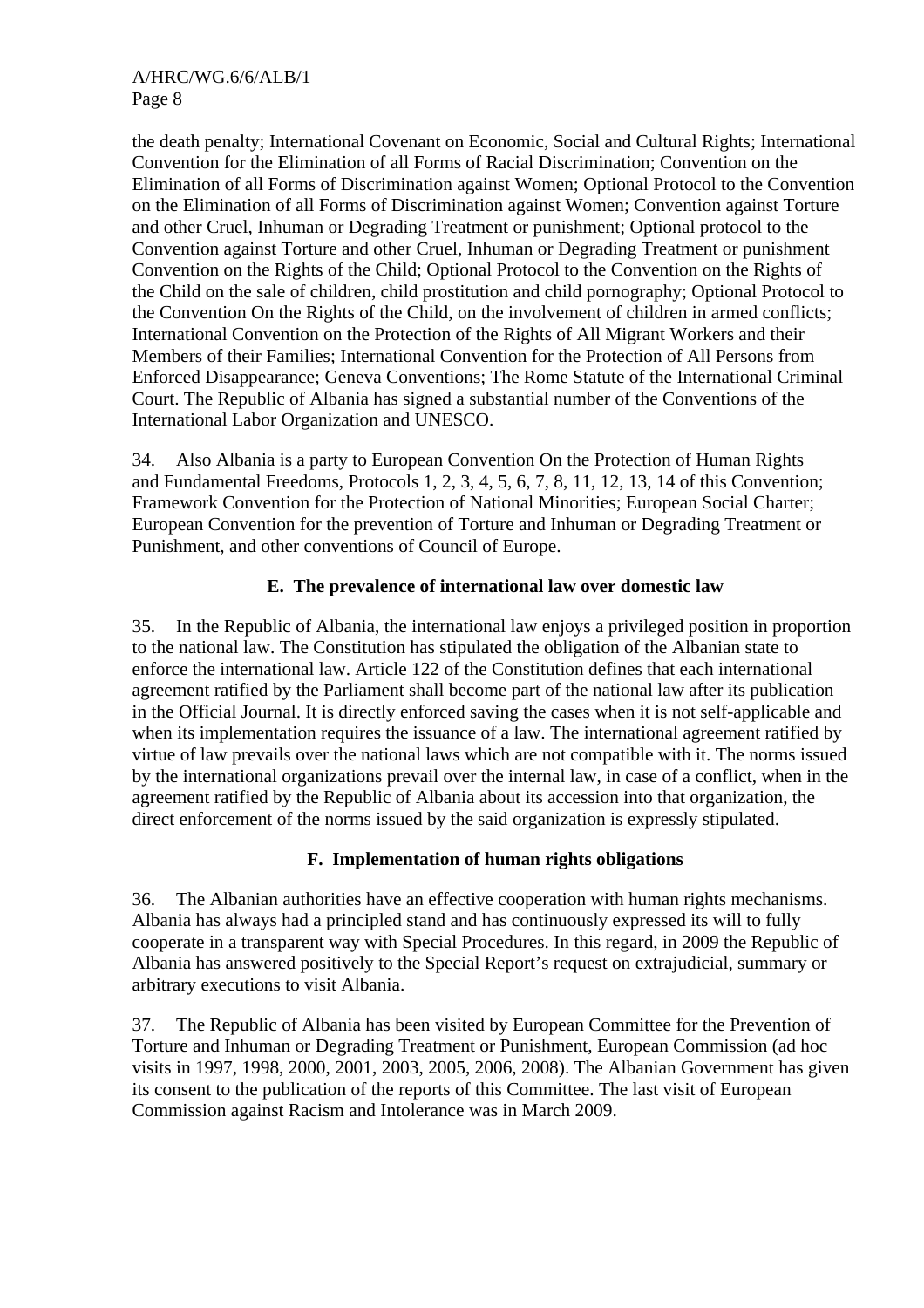the death penalty; International Covenant on Economic, Social and Cultural Rights; International Convention for the Elimination of all Forms of Racial Discrimination; Convention on the Elimination of all Forms of Discrimination against Women; Optional Protocol to the Convention on the Elimination of all Forms of Discrimination against Women; Convention against Torture and other Cruel, Inhuman or Degrading Treatment or punishment; Optional protocol to the Convention against Torture and other Cruel, Inhuman or Degrading Treatment or punishment Convention on the Rights of the Child; Optional Protocol to the Convention on the Rights of the Child on the sale of children, child prostitution and child pornography; Optional Protocol to the Convention On the Rights of the Child, on the involvement of children in armed conflicts; International Convention on the Protection of the Rights of All Migrant Workers and their Members of their Families; International Convention for the Protection of All Persons from Enforced Disappearance; Geneva Conventions; The Rome Statute of the International Criminal Court. The Republic of Albania has signed a substantial number of the Conventions of the International Labor Organization and UNESCO.

34. Also Albania is a party to European Convention On the Protection of Human Rights and Fundamental Freedoms, Protocols 1, 2, 3, 4, 5, 6, 7, 8, 11, 12, 13, 14 of this Convention; Framework Convention for the Protection of National Minorities; European Social Charter; European Convention for the prevention of Torture and Inhuman or Degrading Treatment or Punishment, and other conventions of Council of Europe.

### E. The prevalence of international law over domestic law

35. In the Republic of Albania, the international law enjoys a privileged position in proportion to the national law. The Constitution has stipulated the obligation of the Albanian state to enforce the international law. Article 122 of the Constitution defines that each international agreement ratified by the Parliament shall become part of the national law after its publication in the Official Journal. It is directly enforced saving the cases when it is not self-applicable and when its implementation requires the issuance of a law. The international agreement ratified by virtue of law prevails over the national laws which are not compatible with it. The norms issued by the international organizations prevail over the internal law, in case of a conflict, when in the agreement ratified by the Republic of Albania about its accession into that organization, the direct enforcement of the norms issued by the said organization is expressly stipulated.

### F. Implementation of human rights obligations

36. The Albanian authorities have an effective cooperation with human rights mechanisms. Albania has always had a principled stand and has continuously expressed its will to fully cooperate in a transparent way with Special Procedures. In this regard, in 2009 the Republic of Albania has answered positively to the Special Report's request on extrajudicial, summary or arbitrary executions to visit Albania.

37. The Republic of Albania has been visited by European Committee for the Prevention of Torture and Inhuman or Degrading Treatment or Punishment, European Commission (ad hoc visits in 1997, 1998, 2000, 2001, 2003, 2005, 2006, 2008). The Albanian Government has given its consent to the publication of the reports of this Committee. The last visit of European Commission against Racism and Intolerance was in March 2009.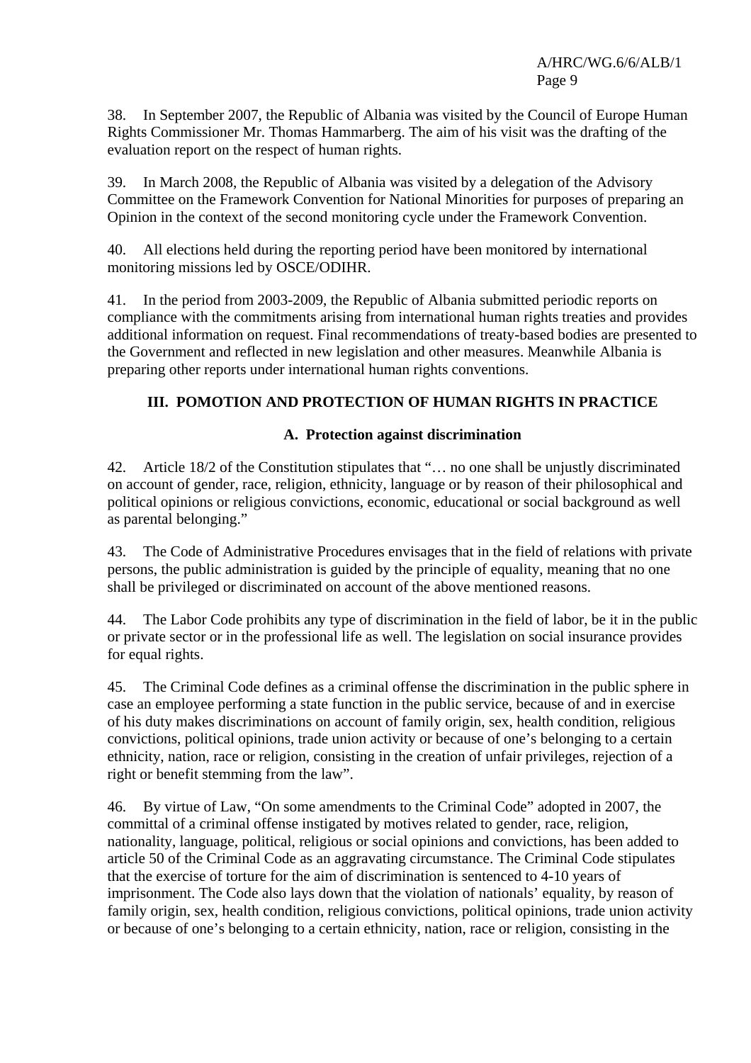38. In September 2007, the Republic of Albania was visited by the Council of Europe Human Rights Commissioner Mr. Thomas Hammarberg. The aim of his visit was the drafting of the evaluation report on the respect of human rights.

39. In March 2008, the Republic of Albania was visited by a delegation of the Advisory Committee on the Framework Convention for National Minorities for purposes of preparing an Opinion in the context of the second monitoring cycle under the Framework Convention.

40. All elections held during the reporting period have been monitored by international monitoring missions led by OSCE/ODIHR.

41. In the period from 2003-2009, the Republic of Albania submitted periodic reports on compliance with the commitments arising from international human rights treaties and provides additional information on request. Final recommendations of treaty-based bodies are presented to the Government and reflected in new legislation and other measures. Meanwhile Albania is preparing other reports under international human rights conventions.

## III. POMOTION AND PROTECTION OF HUMAN RIGHTS IN PRACTICE

### A. Protection against discrimination

42. Article 18/2 of the Constitution stipulates that "… no one shall be unjustly discriminated on account of gender, race, religion, ethnicity, language or by reason of their philosophical and political opinions or religious convictions, economic, educational or social background as well as parental belonging."

43. The Code of Administrative Procedures envisages that in the field of relations with private persons, the public administration is guided by the principle of equality, meaning that no one shall be privileged or discriminated on account of the above mentioned reasons.

44. The Labor Code prohibits any type of discrimination in the field of labor, be it in the public or private sector or in the professional life as well. The legislation on social insurance provides for equal rights.

45. The Criminal Code defines as a criminal offense the discrimination in the public sphere in case an employee performing a state function in the public service, because of and in exercise of his duty makes discriminations on account of family origin, sex, health condition, religious convictions, political opinions, trade union activity or because of one's belonging to a certain ethnicity, nation, race or religion, consisting in the creation of unfair privileges, rejection of a right or benefit stemming from the law".

46. By virtue of Law, "On some amendments to the Criminal Code" adopted in 2007, the committal of a criminal offense instigated by motives related to gender, race, religion, nationality, language, political, religious or social opinions and convictions, has been added to article 50 of the Criminal Code as an aggravating circumstance. The Criminal Code stipulates that the exercise of torture for the aim of discrimination is sentenced to 4-10 years of imprisonment. The Code also lays down that the violation of nationals' equality, by reason of family origin, sex, health condition, religious convictions, political opinions, trade union activity or because of one's belonging to a certain ethnicity, nation, race or religion, consisting in the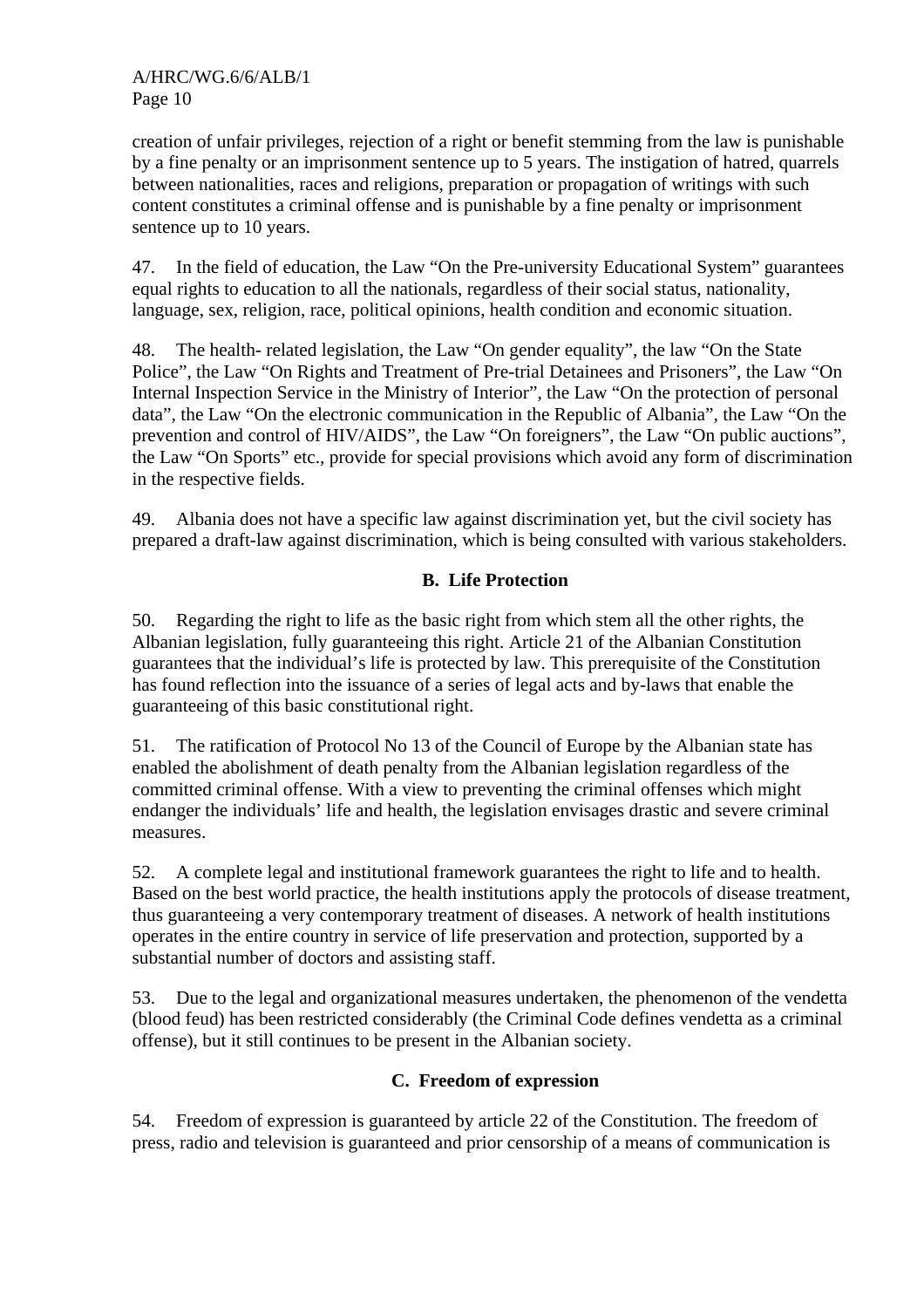creation of unfair privileges, rejection of a right or benefit stemming from the law is punishable by a fine penalty or an imprisonment sentence up to 5 years. The instigation of hatred, quarrels between nationalities, races and religions, preparation or propagation of writings with such content constitutes a criminal offense and is punishable by a fine penalty or imprisonment sentence up to 10 years.

47. In the field of education, the Law "On the Pre-university Educational System" guarantees equal rights to education to all the nationals, regardless of their social status, nationality, language, sex, religion, race, political opinions, health condition and economic situation.

48. The health- related legislation, the Law "On gender equality", the law "On the State Police", the Law "On Rights and Treatment of Pre-trial Detainees and Prisoners", the Law "On Internal Inspection Service in the Ministry of Interior", the Law "On the protection of personal data", the Law "On the electronic communication in the Republic of Albania", the Law "On the prevention and control of HIV/AIDS", the Law "On foreigners", the Law "On public auctions", the Law "On Sports" etc., provide for special provisions which avoid any form of discrimination in the respective fields.

49. Albania does not have a specific law against discrimination yet, but the civil society has prepared a draft-law against discrimination, which is being consulted with various stakeholders.

### B. Life Protection

50. Regarding the right to life as the basic right from which stem all the other rights, the Albanian legislation, fully guaranteeing this right. Article 21 of the Albanian Constitution guarantees that the individual's life is protected by law. This prerequisite of the Constitution has found reflection into the issuance of a series of legal acts and by-laws that enable the guaranteeing of this basic constitutional right.

51. The ratification of Protocol No 13 of the Council of Europe by the Albanian state has enabled the abolishment of death penalty from the Albanian legislation regardless of the committed criminal offense. With a view to preventing the criminal offenses which might endanger the individuals' life and health, the legislation envisages drastic and severe criminal measures.

52. A complete legal and institutional framework guarantees the right to life and to health. Based on the best world practice, the health institutions apply the protocols of disease treatment, thus guaranteeing a very contemporary treatment of diseases. A network of health institutions operates in the entire country in service of life preservation and protection, supported by a substantial number of doctors and assisting staff.

53. Due to the legal and organizational measures undertaken, the phenomenon of the vendetta (blood feud) has been restricted considerably (the Criminal Code defines vendetta as a criminal offense), but it still continues to be present in the Albanian society.

### C. Freedom of expression

54. Freedom of expression is guaranteed by article 22 of the Constitution. The freedom of press, radio and television is guaranteed and prior censorship of a means of communication is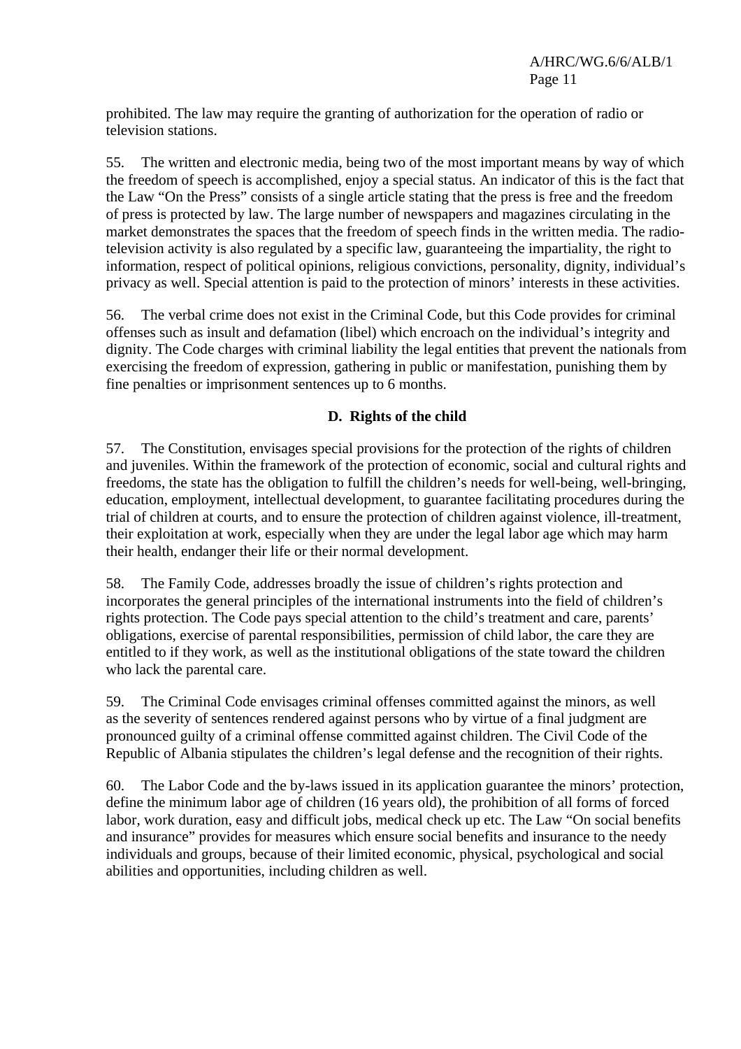prohibited. The law may require the granting of authorization for the operation of radio or television stations.

55. The written and electronic media, being two of the most important means by way of which the freedom of speech is accomplished, enjoy a special status. An indicator of this is the fact that the Law "On the Press" consists of a single article stating that the press is free and the freedom of press is protected by law. The large number of newspapers and magazines circulating in the market demonstrates the spaces that the freedom of speech finds in the written media. The radio-television activity is also regulated by a specific law, guaranteeing the impartiality, the right to information, respect of political opinions, religious convictions, personality, dignity, individual's privacy as well. Special attention is paid to the protection of minors' interests in these activities.

56. The verbal crime does not exist in the Criminal Code, but this Code provides for criminal offenses such as insult and defamation (libel) which encroach on the individual's integrity and dignity. The Code charges with criminal liability the legal entities that prevent the nationals from exercising the freedom of expression, gathering in public or manifestation, punishing them by fine penalties or imprisonment sentences up to 6 months.

## D. Rights of the child

57. The Constitution, envisages special provisions for the protection of the rights of children and juveniles. Within the framework of the protection of economic, social and cultural rights and freedoms, the state has the obligation to fulfill the children's needs for well-being, well-bringing, education, employment, intellectual development, to guarantee facilitating procedures during the trial of children at courts, and to ensure the protection of children against violence, ill-treatment, their exploitation at work, especially when they are under the legal labor age which may harm their health, endanger their life or their normal development.

58. The Family Code, addresses broadly the issue of children's rights protection and incorporates the general principles of the international instruments into the field of children's rights protection. The Code pays special attention to the child's treatment and care, parents' obligations, exercise of parental responsibilities, permission of child labor, the care they are entitled to if they work, as well as the institutional obligations of the state toward the children who lack the parental care.

59. The Criminal Code envisages criminal offenses committed against the minors, as well as the severity of sentences rendered against persons who by virtue of a final judgment are pronounced guilty of a criminal offense committed against children. The Civil Code of the Republic of Albania stipulates the children's legal defense and the recognition of their rights.

60. The Labor Code and the by-laws issued in its application guarantee the minors' protection, define the minimum labor age of children (16 years old), the prohibition of all forms of forced labor, work duration, easy and difficult jobs, medical check up etc. The Law "On social benefits and insurance" provides for measures which ensure social benefits and insurance to the needy individuals and groups, because of their limited economic, physical, psychological and social abilities and opportunities, including children as well.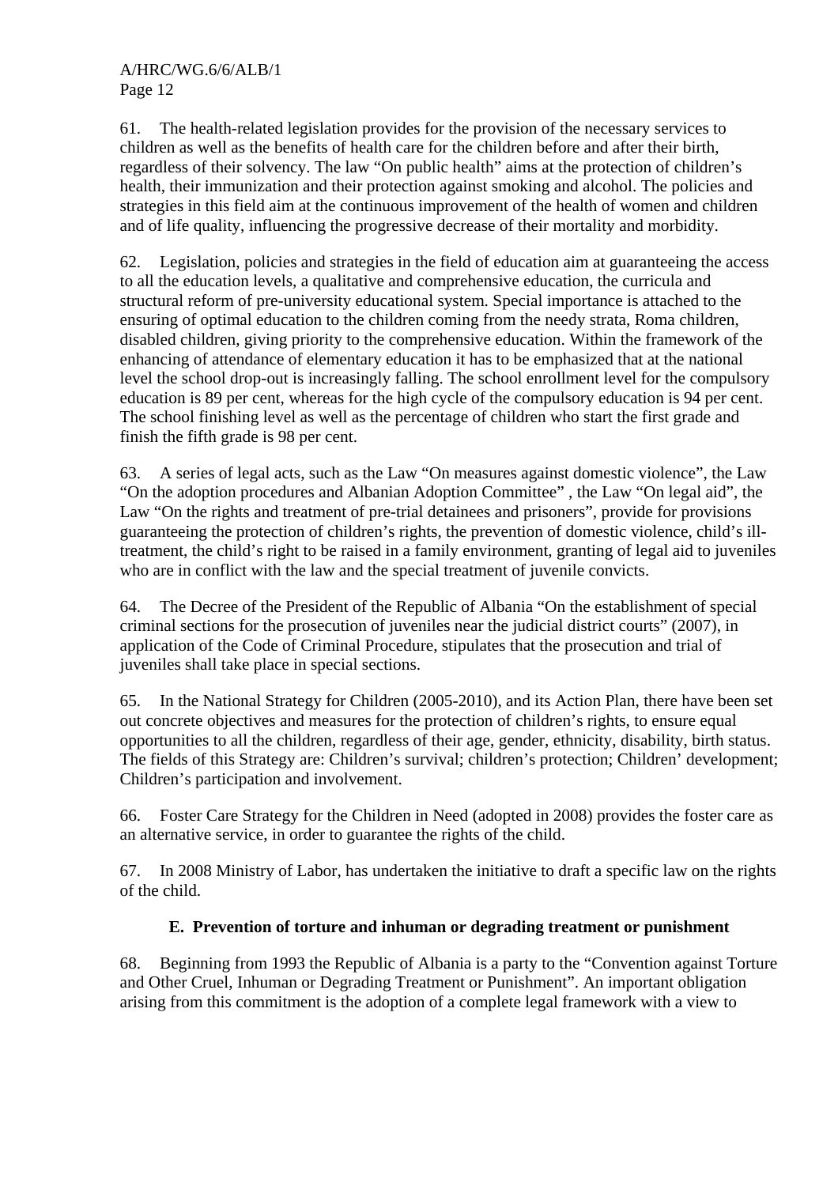61. The health-related legislation provides for the provision of the necessary services to children as well as the benefits of health care for the children before and after their birth, regardless of their solvency. The law "On public health" aims at the protection of children's health, their immunization and their protection against smoking and alcohol. The policies and strategies in this field aim at the continuous improvement of the health of women and children and of life quality, influencing the progressive decrease of their mortality and morbidity.

62. Legislation, policies and strategies in the field of education aim at guaranteeing the access to all the education levels, a qualitative and comprehensive education, the curricula and structural reform of pre-university educational system. Special importance is attached to the ensuring of optimal education to the children coming from the needy strata, Roma children, disabled children, giving priority to the comprehensive education. Within the framework of the enhancing of attendance of elementary education it has to be emphasized that at the national level the school drop-out is increasingly falling. The school enrollment level for the compulsory education is 89 per cent, whereas for the high cycle of the compulsory education is 94 per cent. The school finishing level as well as the percentage of children who start the first grade and finish the fifth grade is 98 per cent.

63. A series of legal acts, such as the Law "On measures against domestic violence", the Law "On the adoption procedures and Albanian Adoption Committee" , the Law "On legal aid", the Law "On the rights and treatment of pre-trial detainees and prisoners", provide for provisions guaranteeing the protection of children's rights, the prevention of domestic violence, child's ill-treatment, the child's right to be raised in a family environment, granting of legal aid to juveniles who are in conflict with the law and the special treatment of juvenile convicts.

64. The Decree of the President of the Republic of Albania "On the establishment of special criminal sections for the prosecution of juveniles near the judicial district courts" (2007), in application of the Code of Criminal Procedure, stipulates that the prosecution and trial of juveniles shall take place in special sections.

65. In the National Strategy for Children (2005-2010), and its Action Plan, there have been set out concrete objectives and measures for the protection of children's rights, to ensure equal opportunities to all the children, regardless of their age, gender, ethnicity, disability, birth status. The fields of this Strategy are: Children's survival; children's protection; Children' development; Children's participation and involvement.

66. Foster Care Strategy for the Children in Need (adopted in 2008) provides the foster care as an alternative service, in order to guarantee the rights of the child.

67. In 2008 Ministry of Labor, has undertaken the initiative to draft a specific law on the rights of the child.

### E. Prevention of torture and inhuman or degrading treatment or punishment

68. Beginning from 1993 the Republic of Albania is a party to the "Convention against Torture and Other Cruel, Inhuman or Degrading Treatment or Punishment". An important obligation arising from this commitment is the adoption of a complete legal framework with a view to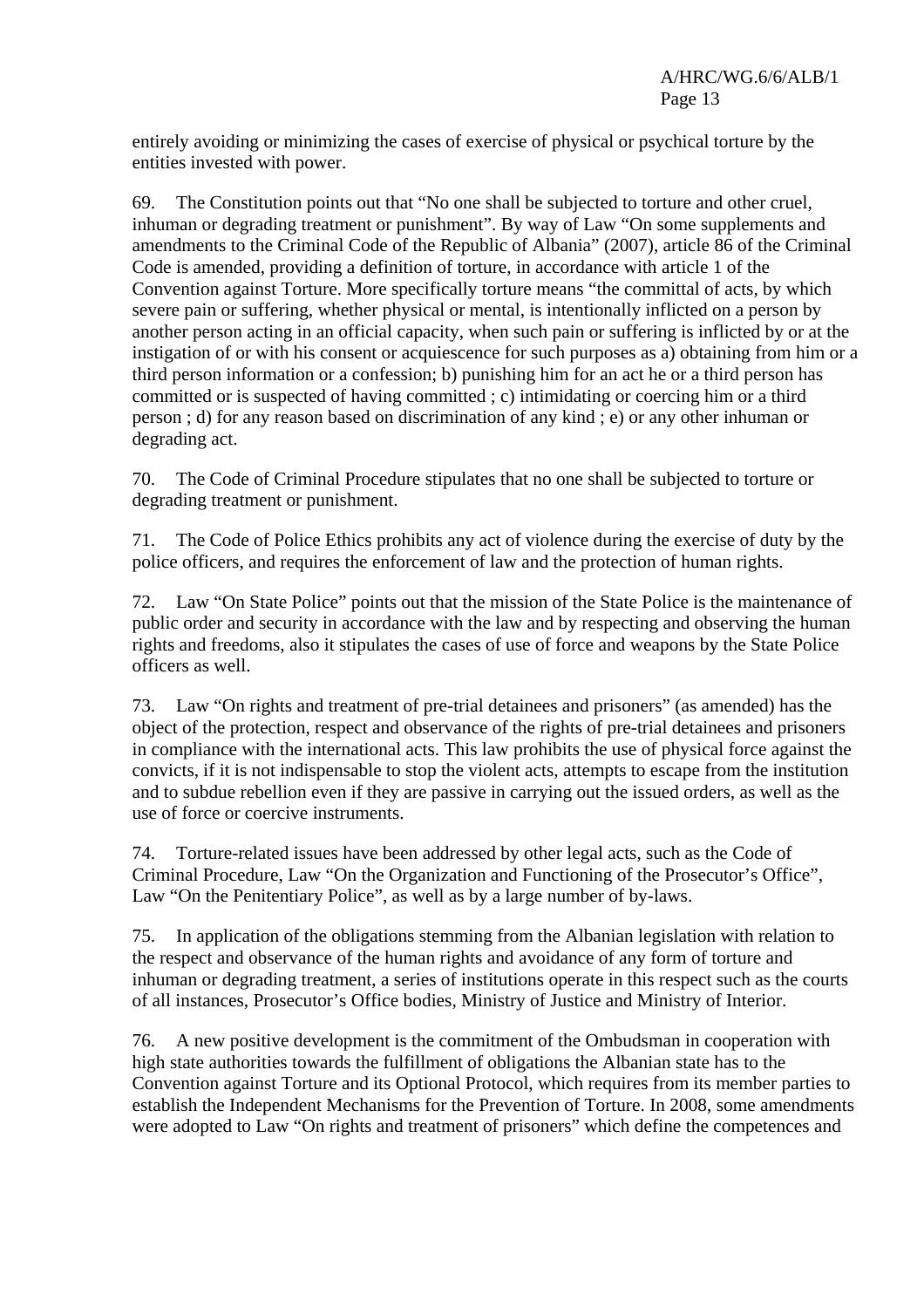entirely avoiding or minimizing the cases of exercise of physical or psychical torture by the entities invested with power.

69. The Constitution points out that "No one shall be subjected to torture and other cruel, inhuman or degrading treatment or punishment". By way of Law "On some supplements and amendments to the Criminal Code of the Republic of Albania" (2007), article 86 of the Criminal Code is amended, providing a definition of torture, in accordance with article 1 of the Convention against Torture. More specifically torture means "the committal of acts, by which severe pain or suffering, whether physical or mental, is intentionally inflicted on a person by another person acting in an official capacity, when such pain or suffering is inflicted by or at the instigation of or with his consent or acquiescence for such purposes as a) obtaining from him or a third person information or a confession; b) punishing him for an act he or a third person has committed or is suspected of having committed ; c) intimidating or coercing him or a third person ; d) for any reason based on discrimination of any kind ; e) or any other inhuman or degrading act.

70. The Code of Criminal Procedure stipulates that no one shall be subjected to torture or degrading treatment or punishment.

71. The Code of Police Ethics prohibits any act of violence during the exercise of duty by the police officers, and requires the enforcement of law and the protection of human rights.

72. Law "On State Police" points out that the mission of the State Police is the maintenance of public order and security in accordance with the law and by respecting and observing the human rights and freedoms, also it stipulates the cases of use of force and weapons by the State Police officers as well.

73. Law "On rights and treatment of pre-trial detainees and prisoners" (as amended) has the object of the protection, respect and observance of the rights of pre-trial detainees and prisoners in compliance with the international acts. This law prohibits the use of physical force against the convicts, if it is not indispensable to stop the violent acts, attempts to escape from the institution and to subdue rebellion even if they are passive in carrying out the issued orders, as well as the use of force or coercive instruments.

74. Torture-related issues have been addressed by other legal acts, such as the Code of Criminal Procedure, Law "On the Organization and Functioning of the Prosecutor's Office", Law "On the Penitentiary Police", as well as by a large number of by-laws.

75. In application of the obligations stemming from the Albanian legislation with relation to the respect and observance of the human rights and avoidance of any form of torture and inhuman or degrading treatment, a series of institutions operate in this respect such as the courts of all instances, Prosecutor's Office bodies, Ministry of Justice and Ministry of Interior.

76. A new positive development is the commitment of the Ombudsman in cooperation with high state authorities towards the fulfillment of obligations the Albanian state has to the Convention against Torture and its Optional Protocol, which requires from its member parties to establish the Independent Mechanisms for the Prevention of Torture. In 2008, some amendments were adopted to Law "On rights and treatment of prisoners" which define the competences and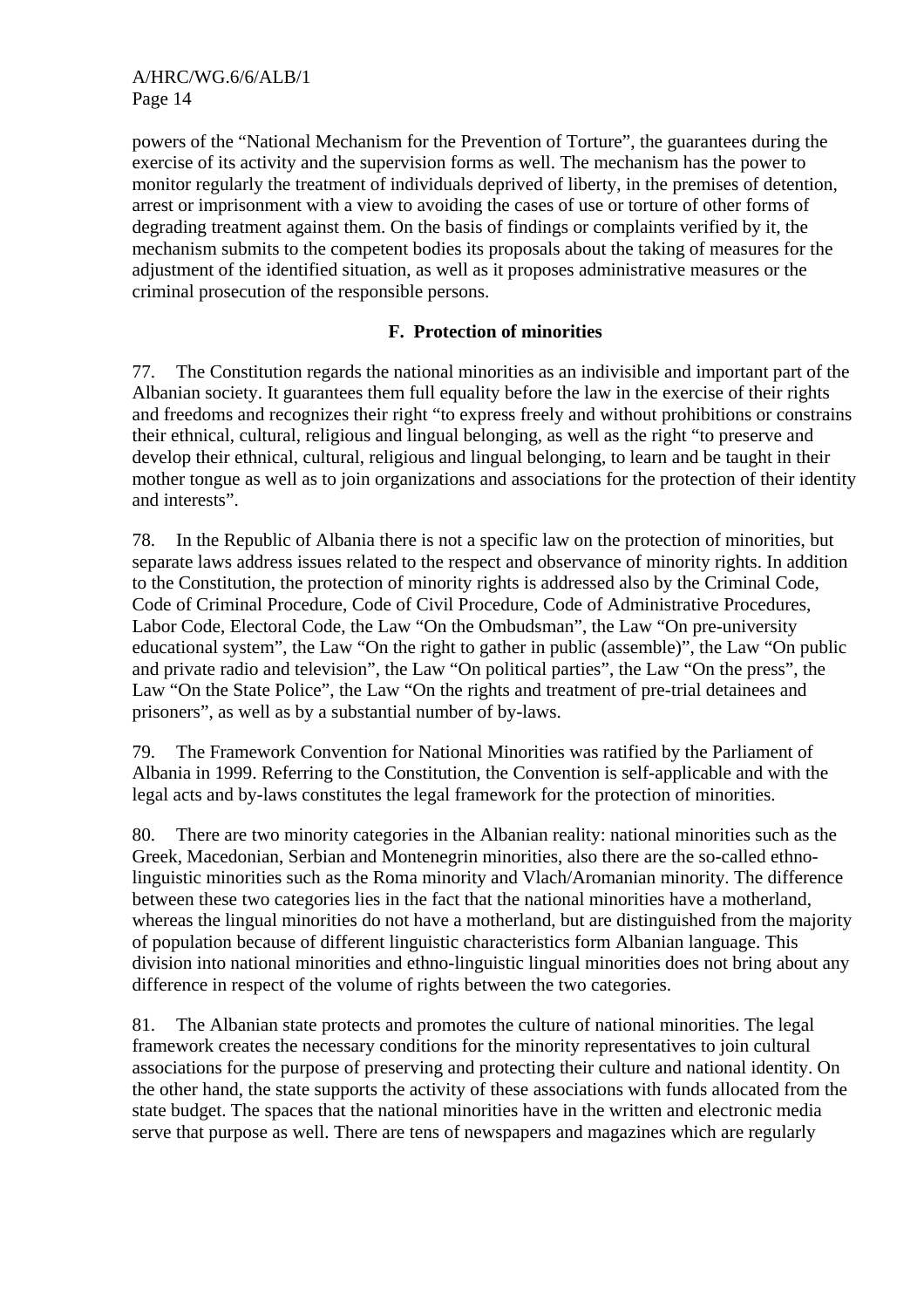powers of the "National Mechanism for the Prevention of Torture", the guarantees during the exercise of its activity and the supervision forms as well. The mechanism has the power to monitor regularly the treatment of individuals deprived of liberty, in the premises of detention, arrest or imprisonment with a view to avoiding the cases of use or torture of other forms of degrading treatment against them. On the basis of findings or complaints verified by it, the mechanism submits to the competent bodies its proposals about the taking of measures for the adjustment of the identified situation, as well as it proposes administrative measures or the criminal prosecution of the responsible persons.

## F. Protection of minorities

77. The Constitution regards the national minorities as an indivisible and important part of the Albanian society. It guarantees them full equality before the law in the exercise of their rights and freedoms and recognizes their right "to express freely and without prohibitions or constrains their ethnical, cultural, religious and lingual belonging, as well as the right "to preserve and develop their ethnical, cultural, religious and lingual belonging, to learn and be taught in their mother tongue as well as to join organizations and associations for the protection of their identity and interests".

78. In the Republic of Albania there is not a specific law on the protection of minorities, but separate laws address issues related to the respect and observance of minority rights. In addition to the Constitution, the protection of minority rights is addressed also by the Criminal Code, Code of Criminal Procedure, Code of Civil Procedure, Code of Administrative Procedures, Labor Code, Electoral Code, the Law "On the Ombudsman", the Law "On pre-university educational system", the Law "On the right to gather in public (assemble)", the Law "On public and private radio and television", the Law "On political parties", the Law "On the press", the Law "On the State Police", the Law "On the rights and treatment of pre-trial detainees and prisoners", as well as by a substantial number of by-laws.

79. The Framework Convention for National Minorities was ratified by the Parliament of Albania in 1999. Referring to the Constitution, the Convention is self-applicable and with the legal acts and by-laws constitutes the legal framework for the protection of minorities.

80. There are two minority categories in the Albanian reality: national minorities such as the Greek, Macedonian, Serbian and Montenegrin minorities, also there are the so-called ethno-linguistic minorities such as the Roma minority and Vlach/Aromanian minority. The difference between these two categories lies in the fact that the national minorities have a motherland, whereas the lingual minorities do not have a motherland, but are distinguished from the majority of population because of different linguistic characteristics form Albanian language. This division into national minorities and ethno-linguistic lingual minorities does not bring about any difference in respect of the volume of rights between the two categories.

81. The Albanian state protects and promotes the culture of national minorities. The legal framework creates the necessary conditions for the minority representatives to join cultural associations for the purpose of preserving and protecting their culture and national identity. On the other hand, the state supports the activity of these associations with funds allocated from the state budget. The spaces that the national minorities have in the written and electronic media serve that purpose as well. There are tens of newspapers and magazines which are regularly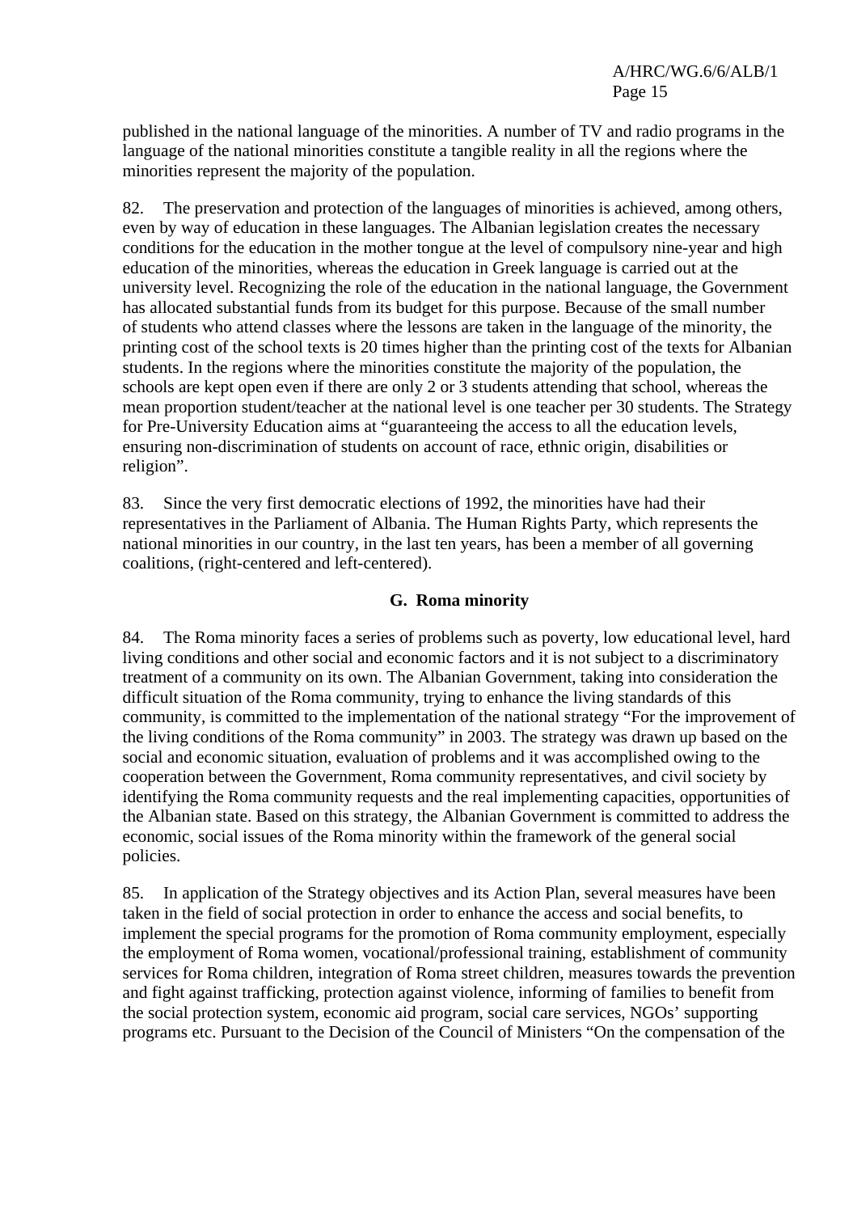published in the national language of the minorities. A number of TV and radio programs in the language of the national minorities constitute a tangible reality in all the regions where the minorities represent the majority of the population.

82. The preservation and protection of the languages of minorities is achieved, among others, even by way of education in these languages. The Albanian legislation creates the necessary conditions for the education in the mother tongue at the level of compulsory nine-year and high education of the minorities, whereas the education in Greek language is carried out at the university level. Recognizing the role of the education in the national language, the Government has allocated substantial funds from its budget for this purpose. Because of the small number of students who attend classes where the lessons are taken in the language of the minority, the printing cost of the school texts is 20 times higher than the printing cost of the texts for Albanian students. In the regions where the minorities constitute the majority of the population, the schools are kept open even if there are only 2 or 3 students attending that school, whereas the mean proportion student/teacher at the national level is one teacher per 30 students. The Strategy for Pre-University Education aims at "guaranteeing the access to all the education levels, ensuring non-discrimination of students on account of race, ethnic origin, disabilities or religion".

83. Since the very first democratic elections of 1992, the minorities have had their representatives in the Parliament of Albania. The Human Rights Party, which represents the national minorities in our country, in the last ten years, has been a member of all governing coalitions, (right-centered and left-centered).

### G. Roma minority

84. The Roma minority faces a series of problems such as poverty, low educational level, hard living conditions and other social and economic factors and it is not subject to a discriminatory treatment of a community on its own. The Albanian Government, taking into consideration the difficult situation of the Roma community, trying to enhance the living standards of this community, is committed to the implementation of the national strategy "For the improvement of the living conditions of the Roma community" in 2003. The strategy was drawn up based on the social and economic situation, evaluation of problems and it was accomplished owing to the cooperation between the Government, Roma community representatives, and civil society by identifying the Roma community requests and the real implementing capacities, opportunities of the Albanian state. Based on this strategy, the Albanian Government is committed to address the economic, social issues of the Roma minority within the framework of the general social policies.

85. In application of the Strategy objectives and its Action Plan, several measures have been taken in the field of social protection in order to enhance the access and social benefits, to implement the special programs for the promotion of Roma community employment, especially the employment of Roma women, vocational/professional training, establishment of community services for Roma children, integration of Roma street children, measures towards the prevention and fight against trafficking, protection against violence, informing of families to benefit from the social protection system, economic aid program, social care services, NGOs' supporting programs etc. Pursuant to the Decision of the Council of Ministers "On the compensation of the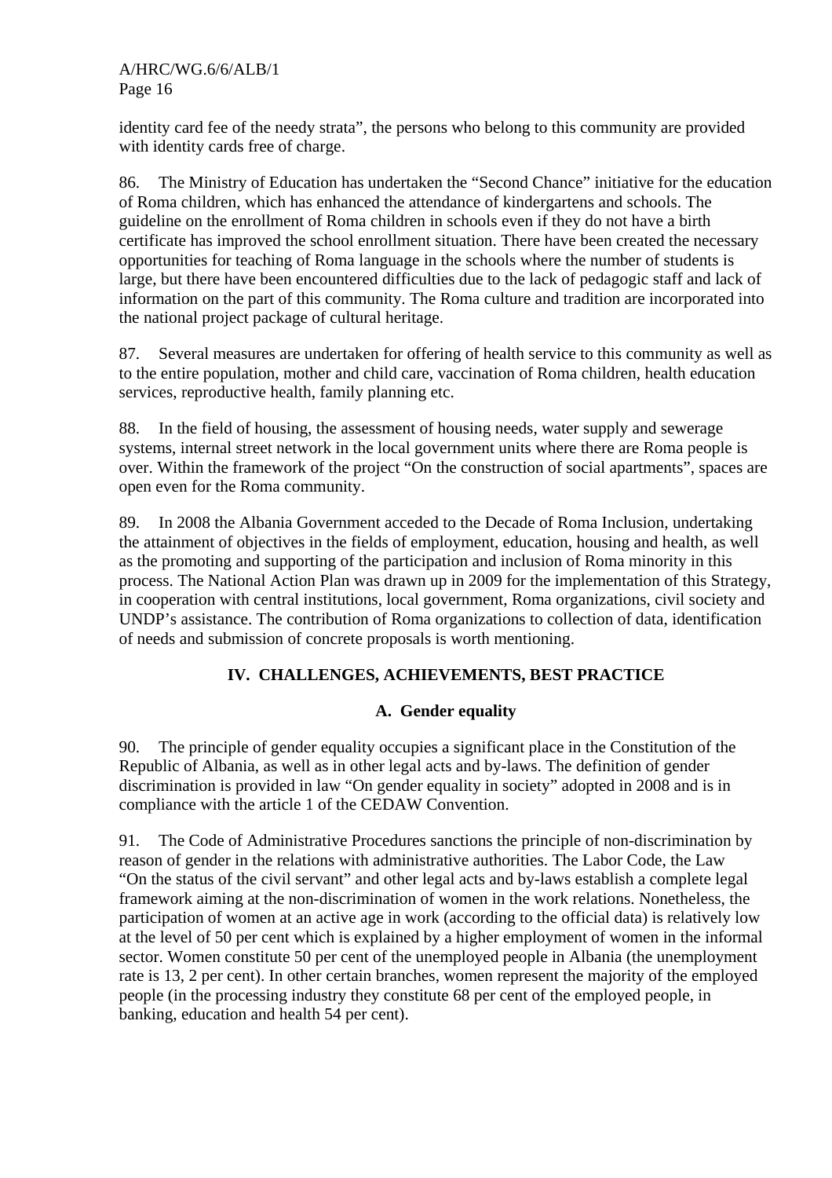identity card fee of the needy strata”, the persons who belong to this community are provided with identity cards free of charge.

86. The Ministry of Education has undertaken the “Second Chance” initiative for the education of Roma children, which has enhanced the attendance of kindergartens and schools. The guideline on the enrollment of Roma children in schools even if they do not have a birth certificate has improved the school enrollment situation. There have been created the necessary opportunities for teaching of Roma language in the schools where the number of students is large, but there have been encountered difficulties due to the lack of pedagogic staff and lack of information on the part of this community. The Roma culture and tradition are incorporated into the national project package of cultural heritage.

87. Several measures are undertaken for offering of health service to this community as well as to the entire population, mother and child care, vaccination of Roma children, health education services, reproductive health, family planning etc.

88. In the field of housing, the assessment of housing needs, water supply and sewerage systems, internal street network in the local government units where there are Roma people is over. Within the framework of the project “On the construction of social apartments”, spaces are open even for the Roma community.

89. In 2008 the Albania Government acceded to the Decade of Roma Inclusion, undertaking the attainment of objectives in the fields of employment, education, housing and health, as well as the promoting and supporting of the participation and inclusion of Roma minority in this process. The National Action Plan was drawn up in 2009 for the implementation of this Strategy, in cooperation with central institutions, local government, Roma organizations, civil society and UNDP’s assistance. The contribution of Roma organizations to collection of data, identification of needs and submission of concrete proposals is worth mentioning.

## IV. CHALLENGES, ACHIEVEMENTS, BEST PRACTICE

### A. Gender equality

90. The principle of gender equality occupies a significant place in the Constitution of the Republic of Albania, as well as in other legal acts and by-laws. The definition of gender discrimination is provided in law “On gender equality in society” adopted in 2008 and is in compliance with the article 1 of the CEDAW Convention.

91. The Code of Administrative Procedures sanctions the principle of non-discrimination by reason of gender in the relations with administrative authorities. The Labor Code, the Law “On the status of the civil servant” and other legal acts and by-laws establish a complete legal framework aiming at the non-discrimination of women in the work relations. Nonetheless, the participation of women at an active age in work (according to the official data) is relatively low at the level of 50 per cent which is explained by a higher employment of women in the informal sector. Women constitute 50 per cent of the unemployed people in Albania (the unemployment rate is 13, 2 per cent). In other certain branches, women represent the majority of the employed people (in the processing industry they constitute 68 per cent of the employed people, in banking, education and health 54 per cent).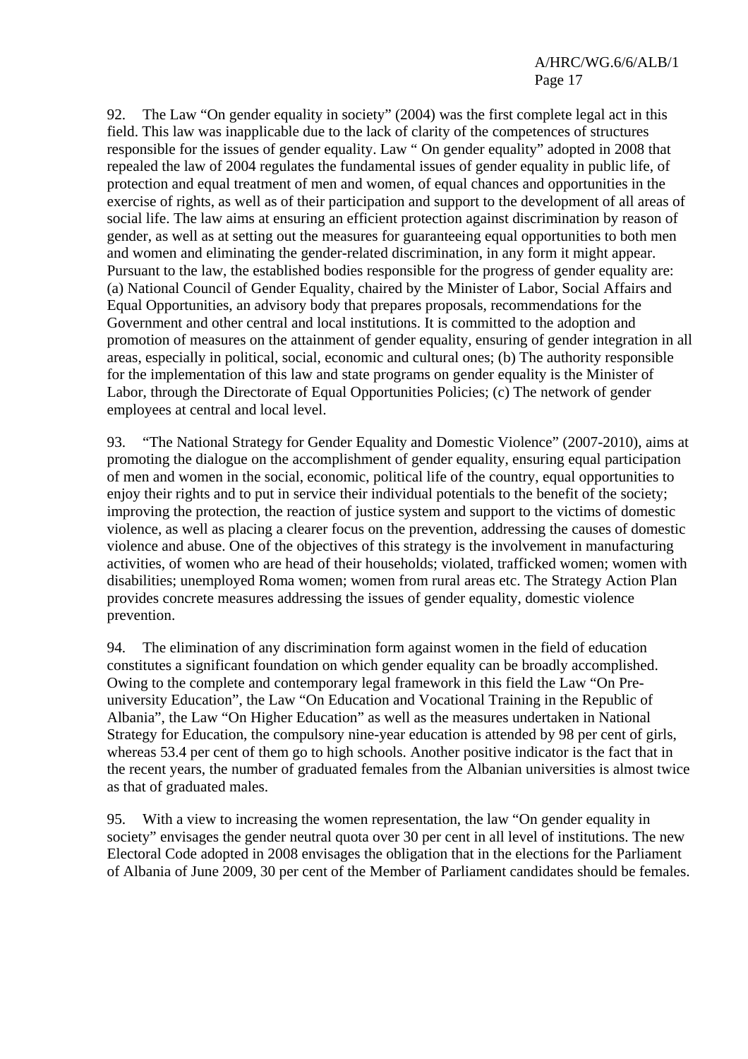92. The Law "On gender equality in society" (2004) was the first complete legal act in this field. This law was inapplicable due to the lack of clarity of the competences of structures responsible for the issues of gender equality. Law " On gender equality" adopted in 2008 that repealed the law of 2004 regulates the fundamental issues of gender equality in public life, of protection and equal treatment of men and women, of equal chances and opportunities in the exercise of rights, as well as of their participation and support to the development of all areas of social life. The law aims at ensuring an efficient protection against discrimination by reason of gender, as well as at setting out the measures for guaranteeing equal opportunities to both men and women and eliminating the gender-related discrimination, in any form it might appear. Pursuant to the law, the established bodies responsible for the progress of gender equality are: (a) National Council of Gender Equality, chaired by the Minister of Labor, Social Affairs and Equal Opportunities, an advisory body that prepares proposals, recommendations for the Government and other central and local institutions. It is committed to the adoption and promotion of measures on the attainment of gender equality, ensuring of gender integration in all areas, especially in political, social, economic and cultural ones; (b) The authority responsible for the implementation of this law and state programs on gender equality is the Minister of Labor, through the Directorate of Equal Opportunities Policies; (c) The network of gender employees at central and local level.

93. "The National Strategy for Gender Equality and Domestic Violence" (2007-2010), aims at promoting the dialogue on the accomplishment of gender equality, ensuring equal participation of men and women in the social, economic, political life of the country, equal opportunities to enjoy their rights and to put in service their individual potentials to the benefit of the society; improving the protection, the reaction of justice system and support to the victims of domestic violence, as well as placing a clearer focus on the prevention, addressing the causes of domestic violence and abuse. One of the objectives of this strategy is the involvement in manufacturing activities, of women who are head of their households; violated, trafficked women; women with disabilities; unemployed Roma women; women from rural areas etc. The Strategy Action Plan provides concrete measures addressing the issues of gender equality, domestic violence prevention.

94. The elimination of any discrimination form against women in the field of education constitutes a significant foundation on which gender equality can be broadly accomplished. Owing to the complete and contemporary legal framework in this field the Law "On Pre-university Education", the Law "On Education and Vocational Training in the Republic of Albania", the Law "On Higher Education" as well as the measures undertaken in National Strategy for Education, the compulsory nine-year education is attended by 98 per cent of girls, whereas 53.4 per cent of them go to high schools. Another positive indicator is the fact that in the recent years, the number of graduated females from the Albanian universities is almost twice as that of graduated males.

95. With a view to increasing the women representation, the law "On gender equality in society" envisages the gender neutral quota over 30 per cent in all level of institutions. The new Electoral Code adopted in 2008 envisages the obligation that in the elections for the Parliament of Albania of June 2009, 30 per cent of the Member of Parliament candidates should be females.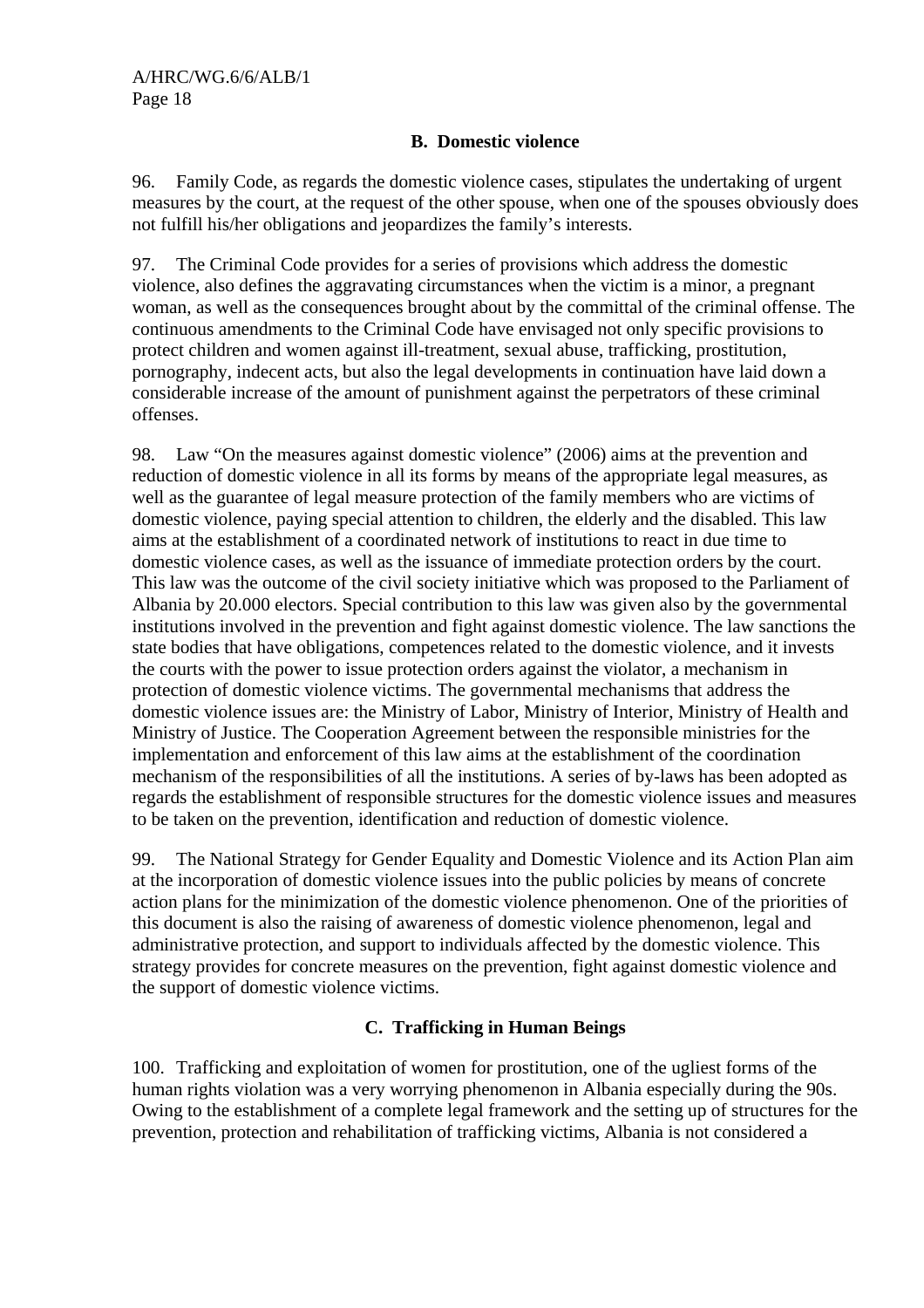### B. Domestic violence

96. Family Code, as regards the domestic violence cases, stipulates the undertaking of urgent measures by the court, at the request of the other spouse, when one of the spouses obviously does not fulfill his/her obligations and jeopardizes the family's interests.

97. The Criminal Code provides for a series of provisions which address the domestic violence, also defines the aggravating circumstances when the victim is a minor, a pregnant woman, as well as the consequences brought about by the committal of the criminal offense. The continuous amendments to the Criminal Code have envisaged not only specific provisions to protect children and women against ill-treatment, sexual abuse, trafficking, prostitution, pornography, indecent acts, but also the legal developments in continuation have laid down a considerable increase of the amount of punishment against the perpetrators of these criminal offenses.

98. Law "On the measures against domestic violence" (2006) aims at the prevention and reduction of domestic violence in all its forms by means of the appropriate legal measures, as well as the guarantee of legal measure protection of the family members who are victims of domestic violence, paying special attention to children, the elderly and the disabled. This law aims at the establishment of a coordinated network of institutions to react in due time to domestic violence cases, as well as the issuance of immediate protection orders by the court. This law was the outcome of the civil society initiative which was proposed to the Parliament of Albania by 20.000 electors. Special contribution to this law was given also by the governmental institutions involved in the prevention and fight against domestic violence. The law sanctions the state bodies that have obligations, competences related to the domestic violence, and it invests the courts with the power to issue protection orders against the violator, a mechanism in protection of domestic violence victims. The governmental mechanisms that address the domestic violence issues are: the Ministry of Labor, Ministry of Interior, Ministry of Health and Ministry of Justice. The Cooperation Agreement between the responsible ministries for the implementation and enforcement of this law aims at the establishment of the coordination mechanism of the responsibilities of all the institutions. A series of by-laws has been adopted as regards the establishment of responsible structures for the domestic violence issues and measures to be taken on the prevention, identification and reduction of domestic violence.

99. The National Strategy for Gender Equality and Domestic Violence and its Action Plan aim at the incorporation of domestic violence issues into the public policies by means of concrete action plans for the minimization of the domestic violence phenomenon. One of the priorities of this document is also the raising of awareness of domestic violence phenomenon, legal and administrative protection, and support to individuals affected by the domestic violence. This strategy provides for concrete measures on the prevention, fight against domestic violence and the support of domestic violence victims.

### C. Trafficking in Human Beings

100. Trafficking and exploitation of women for prostitution, one of the ugliest forms of the human rights violation was a very worrying phenomenon in Albania especially during the 90s. Owing to the establishment of a complete legal framework and the setting up of structures for the prevention, protection and rehabilitation of trafficking victims, Albania is not considered a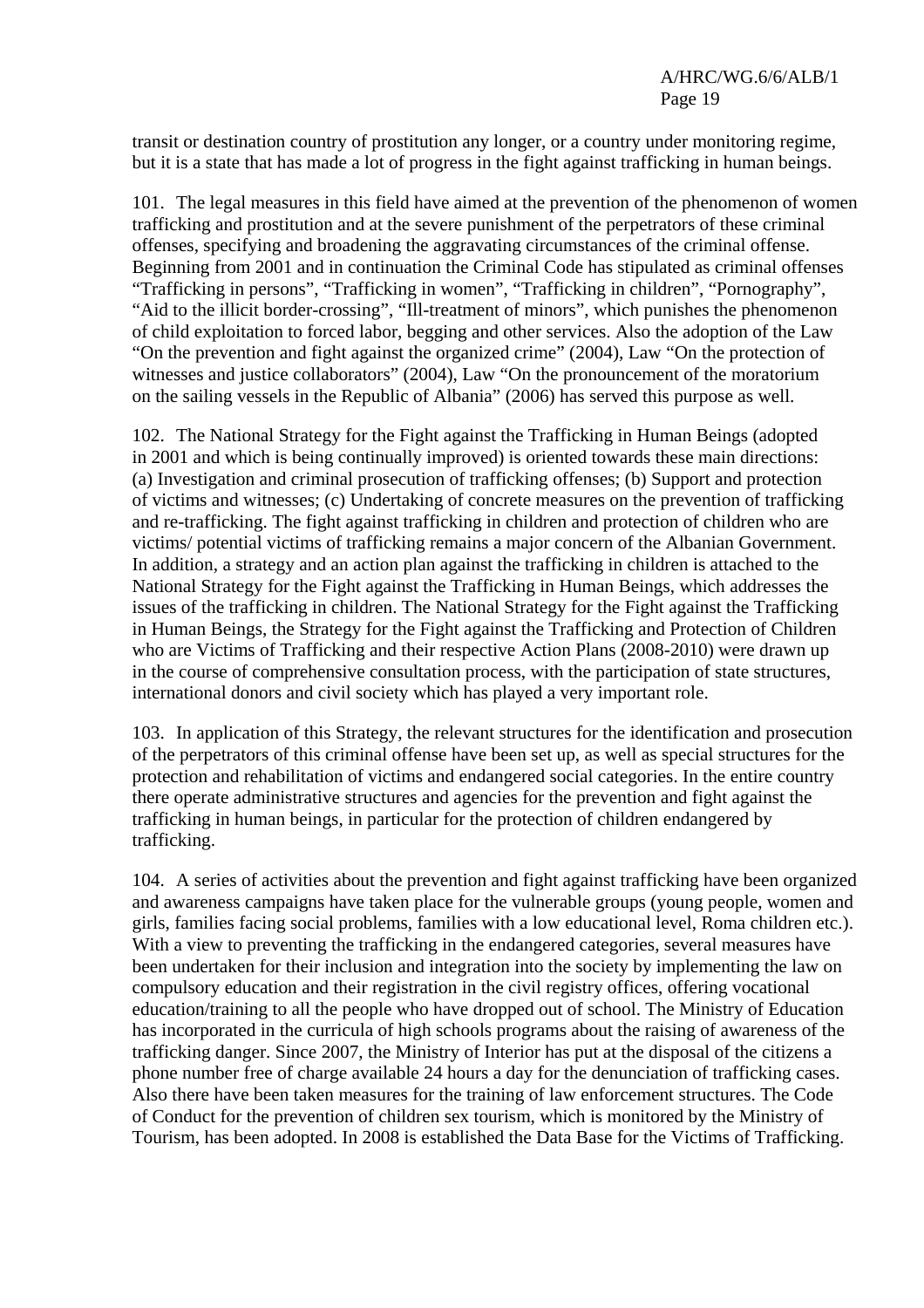transit or destination country of prostitution any longer, or a country under monitoring regime, but it is a state that has made a lot of progress in the fight against trafficking in human beings.

101. The legal measures in this field have aimed at the prevention of the phenomenon of women trafficking and prostitution and at the severe punishment of the perpetrators of these criminal offenses, specifying and broadening the aggravating circumstances of the criminal offense. Beginning from 2001 and in continuation the Criminal Code has stipulated as criminal offenses "Trafficking in persons", "Trafficking in women", "Trafficking in children", "Pornography", "Aid to the illicit border-crossing", "Ill-treatment of minors", which punishes the phenomenon of child exploitation to forced labor, begging and other services. Also the adoption of the Law "On the prevention and fight against the organized crime" (2004), Law "On the protection of witnesses and justice collaborators" (2004), Law "On the pronouncement of the moratorium on the sailing vessels in the Republic of Albania" (2006) has served this purpose as well.

102. The National Strategy for the Fight against the Trafficking in Human Beings (adopted in 2001 and which is being continually improved) is oriented towards these main directions: (a) Investigation and criminal prosecution of trafficking offenses; (b) Support and protection of victims and witnesses; (c) Undertaking of concrete measures on the prevention of trafficking and re-trafficking. The fight against trafficking in children and protection of children who are victims/ potential victims of trafficking remains a major concern of the Albanian Government. In addition, a strategy and an action plan against the trafficking in children is attached to the National Strategy for the Fight against the Trafficking in Human Beings, which addresses the issues of the trafficking in children. The National Strategy for the Fight against the Trafficking in Human Beings, the Strategy for the Fight against the Trafficking and Protection of Children who are Victims of Trafficking and their respective Action Plans (2008-2010) were drawn up in the course of comprehensive consultation process, with the participation of state structures, international donors and civil society which has played a very important role.

103. In application of this Strategy, the relevant structures for the identification and prosecution of the perpetrators of this criminal offense have been set up, as well as special structures for the protection and rehabilitation of victims and endangered social categories. In the entire country there operate administrative structures and agencies for the prevention and fight against the trafficking in human beings, in particular for the protection of children endangered by trafficking.

104. A series of activities about the prevention and fight against trafficking have been organized and awareness campaigns have taken place for the vulnerable groups (young people, women and girls, families facing social problems, families with a low educational level, Roma children etc.). With a view to preventing the trafficking in the endangered categories, several measures have been undertaken for their inclusion and integration into the society by implementing the law on compulsory education and their registration in the civil registry offices, offering vocational education/training to all the people who have dropped out of school. The Ministry of Education has incorporated in the curricula of high schools programs about the raising of awareness of the trafficking danger. Since 2007, the Ministry of Interior has put at the disposal of the citizens a phone number free of charge available 24 hours a day for the denunciation of trafficking cases. Also there have been taken measures for the training of law enforcement structures. The Code of Conduct for the prevention of children sex tourism, which is monitored by the Ministry of Tourism, has been adopted. In 2008 is established the Data Base for the Victims of Trafficking.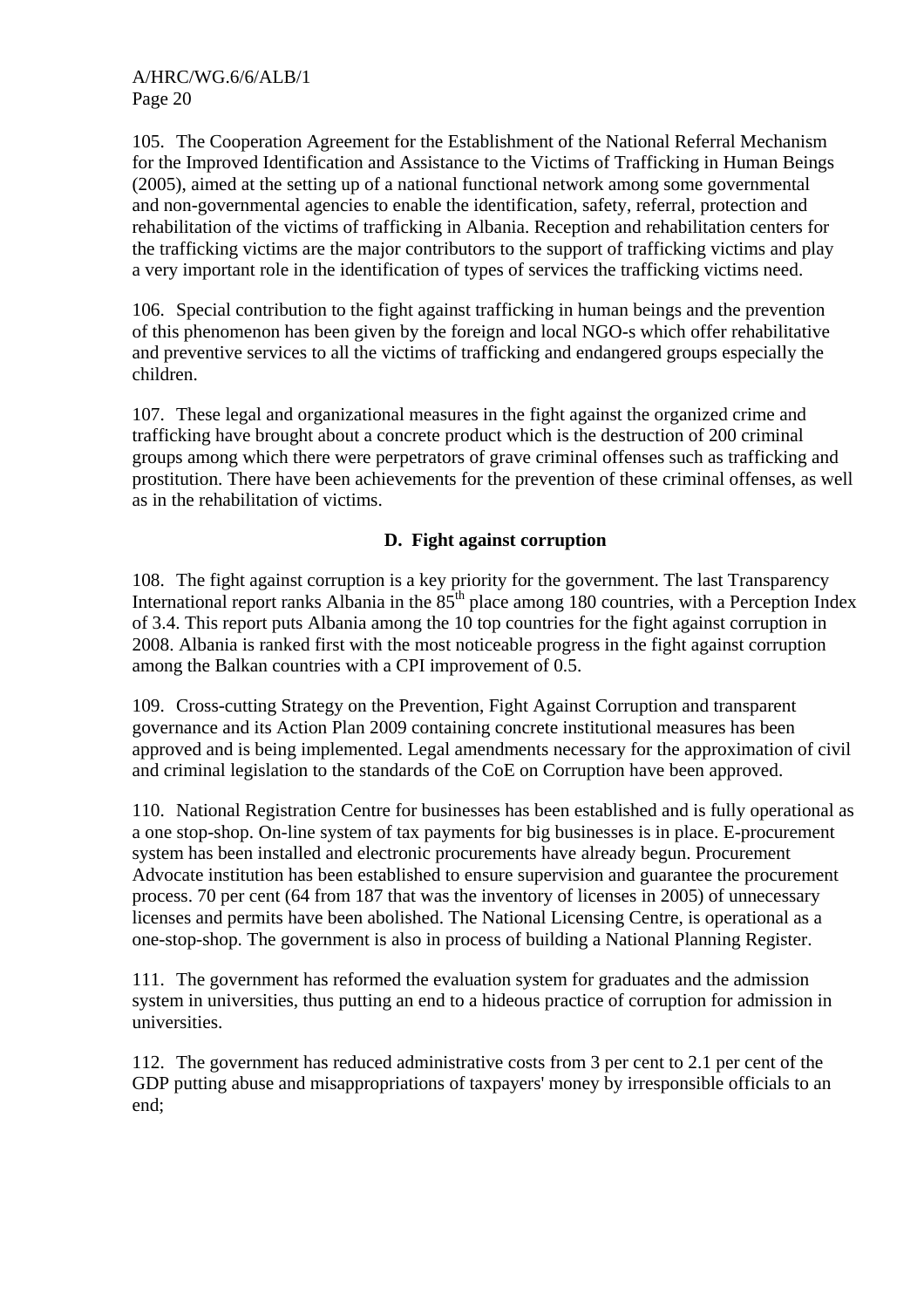105. The Cooperation Agreement for the Establishment of the National Referral Mechanism for the Improved Identification and Assistance to the Victims of Trafficking in Human Beings (2005), aimed at the setting up of a national functional network among some governmental and non-governmental agencies to enable the identification, safety, referral, protection and rehabilitation of the victims of trafficking in Albania. Reception and rehabilitation centers for the trafficking victims are the major contributors to the support of trafficking victims and play a very important role in the identification of types of services the trafficking victims need.

106. Special contribution to the fight against trafficking in human beings and the prevention of this phenomenon has been given by the foreign and local NGO-s which offer rehabilitative and preventive services to all the victims of trafficking and endangered groups especially the children.

107. These legal and organizational measures in the fight against the organized crime and trafficking have brought about a concrete product which is the destruction of 200 criminal groups among which there were perpetrators of grave criminal offenses such as trafficking and prostitution. There have been achievements for the prevention of these criminal offenses, as well as in the rehabilitation of victims.

## D. Fight against corruption

108. The fight against corruption is a key priority for the government. The last Transparency International report ranks Albania in the 85th place among 180 countries, with a Perception Index of 3.4. This report puts Albania among the 10 top countries for the fight against corruption in 2008. Albania is ranked first with the most noticeable progress in the fight against corruption among the Balkan countries with a CPI improvement of 0.5.

109. Cross-cutting Strategy on the Prevention, Fight Against Corruption and transparent governance and its Action Plan 2009 containing concrete institutional measures has been approved and is being implemented. Legal amendments necessary for the approximation of civil and criminal legislation to the standards of the CoE on Corruption have been approved.

110. National Registration Centre for businesses has been established and is fully operational as a one stop-shop. On-line system of tax payments for big businesses is in place. E-procurement system has been installed and electronic procurements have already begun. Procurement Advocate institution has been established to ensure supervision and guarantee the procurement process. 70 per cent (64 from 187 that was the inventory of licenses in 2005) of unnecessary licenses and permits have been abolished. The National Licensing Centre, is operational as a one-stop-shop. The government is also in process of building a National Planning Register.

111. The government has reformed the evaluation system for graduates and the admission system in universities, thus putting an end to a hideous practice of corruption for admission in universities.

112. The government has reduced administrative costs from 3 per cent to 2.1 per cent of the GDP putting abuse and misappropriations of taxpayers' money by irresponsible officials to an end;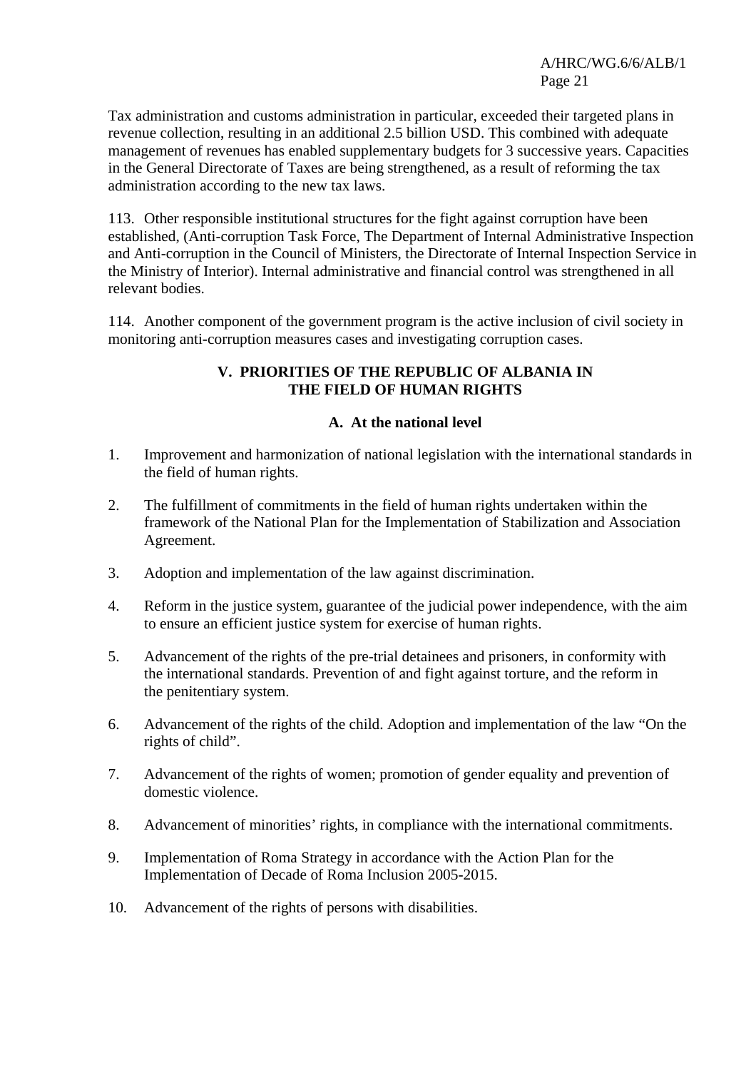Tax administration and customs administration in particular, exceeded their targeted plans in revenue collection, resulting in an additional 2.5 billion USD. This combined with adequate management of revenues has enabled supplementary budgets for 3 successive years. Capacities in the General Directorate of Taxes are being strengthened, as a result of reforming the tax administration according to the new tax laws.

113. Other responsible institutional structures for the fight against corruption have been established, (Anti-corruption Task Force, The Department of Internal Administrative Inspection and Anti-corruption in the Council of Ministers, the Directorate of Internal Inspection Service in the Ministry of Interior). Internal administrative and financial control was strengthened in all relevant bodies.

114. Another component of the government program is the active inclusion of civil society in monitoring anti-corruption measures cases and investigating corruption cases.

## V. PRIORITIES OF THE REPUBLIC OF ALBANIA IN THE FIELD OF HUMAN RIGHTS

### A. At the national level

1. Improvement and harmonization of national legislation with the international standards in the field of human rights.

2. The fulfillment of commitments in the field of human rights undertaken within the framework of the National Plan for the Implementation of Stabilization and Association Agreement.

3. Adoption and implementation of the law against discrimination.

4. Reform in the justice system, guarantee of the judicial power independence, with the aim to ensure an efficient justice system for exercise of human rights.

5. Advancement of the rights of the pre-trial detainees and prisoners, in conformity with the international standards. Prevention of and fight against torture, and the reform in the penitentiary system.

6. Advancement of the rights of the child. Adoption and implementation of the law "On the rights of child".

7. Advancement of the rights of women; promotion of gender equality and prevention of domestic violence.

8. Advancement of minorities' rights, in compliance with the international commitments.

9. Implementation of Roma Strategy in accordance with the Action Plan for the Implementation of Decade of Roma Inclusion 2005-2015.

10. Advancement of the rights of persons with disabilities.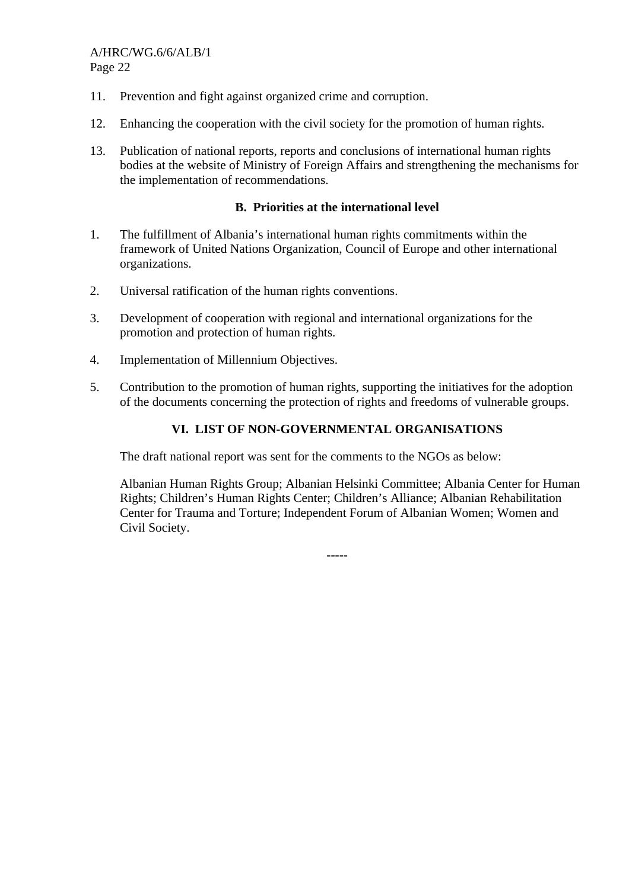11. Prevention and fight against organized crime and corruption.

12. Enhancing the cooperation with the civil society for the promotion of human rights.

13. Publication of national reports, reports and conclusions of international human rights bodies at the website of Ministry of Foreign Affairs and strengthening the mechanisms for the implementation of recommendations.

### B. Priorities at the international level

1. The fulfillment of Albania's international human rights commitments within the framework of United Nations Organization, Council of Europe and other international organizations.

2. Universal ratification of the human rights conventions.

3. Development of cooperation with regional and international organizations for the promotion and protection of human rights.

4. Implementation of Millennium Objectives.

5. Contribution to the promotion of human rights, supporting the initiatives for the adoption of the documents concerning the protection of rights and freedoms of vulnerable groups.

## VI. LIST OF NON-GOVERNMENTAL ORGANISATIONS

The draft national report was sent for the comments to the NGOs as below:

Albanian Human Rights Group; Albanian Helsinki Committee; Albania Center for Human Rights; Children's Human Rights Center; Children's Alliance; Albanian Rehabilitation Center for Trauma and Torture; Independent Forum of Albanian Women; Women and Civil Society.

-----